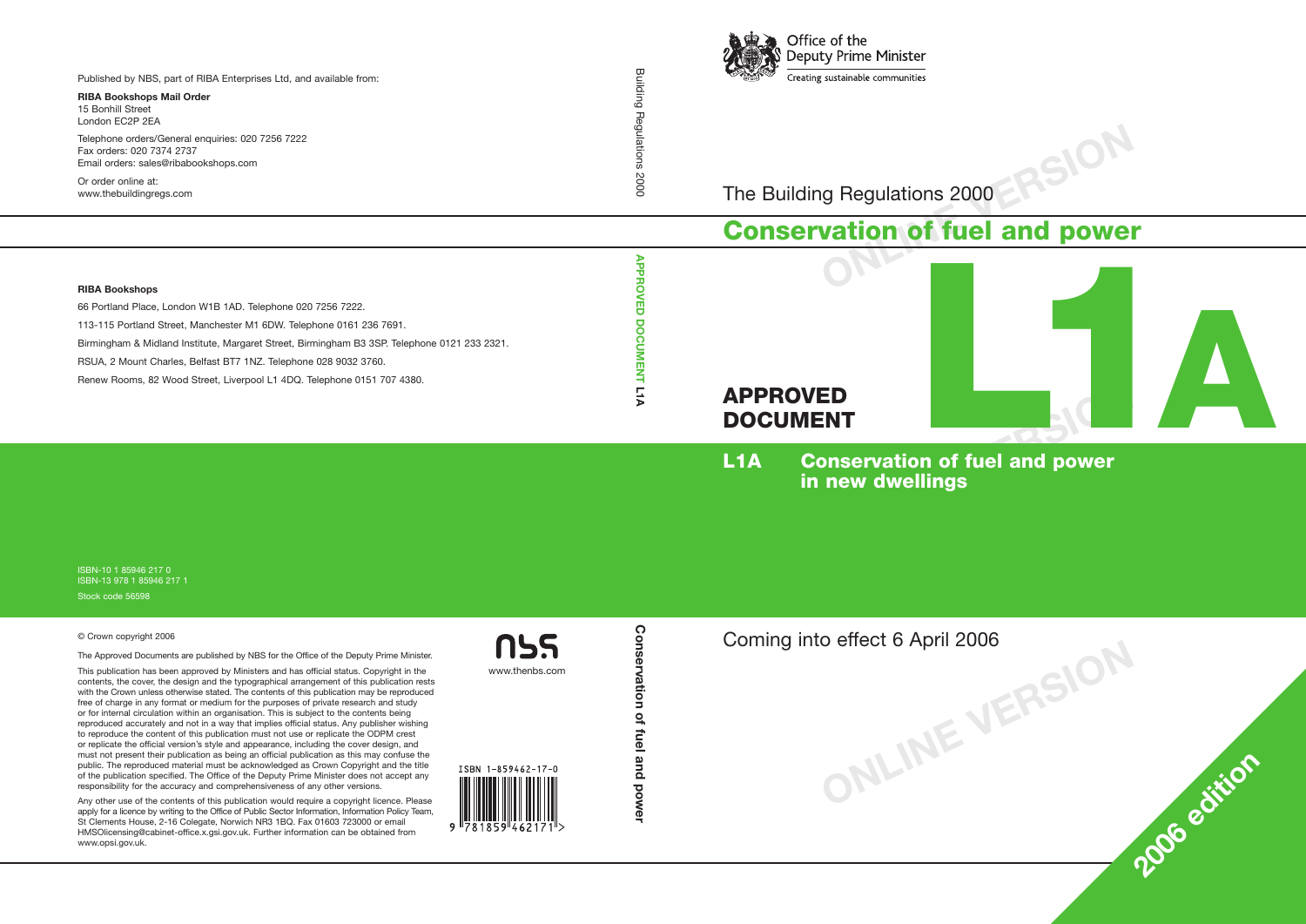Office of the Deputy Prime Minister

Creating sustainable communities

# The Building Regulations 2000

## Conservation of fuel and power

# APPROVED DOCUMENT L1A

**L1A Conservation of fuel and power in new dwellings**

Coming into effect 6 April 2006

**2006 edition**

---

Published by NBS, part of RIBA Enterprises Ltd, and available from:

**RIBA Bookshops Mail Order**
15 Bonhill Street
London EC2P 2EA

Telephone orders/General enquiries: 020 7256 7222
Fax orders: 020 7374 2737
Email orders: sales@ribabookshops.com

Or order online at:
www.thebuildingregs.com

**RIBA Bookshops**

66 Portland Place, London W1B 1AD. Telephone 020 7256 7222.

113-115 Portland Street, Manchester M1 6DW. Telephone 0161 236 7691.

Birmingham & Midland Institute, Margaret Street, Birmingham B3 3SP. Telephone 0121 233 2321.

RSUA, 2 Mount Charles, Belfast BT7 1NZ. Telephone 028 9032 3760.

Renew Rooms, 82 Wood Street, Liverpool L1 4DQ. Telephone 0151 707 4380.

ISBN-10 1 85946 217 0
ISBN-13 978 1 85946 217 1
Stock code 56598

© Crown copyright 2006

The Approved Documents are published by NBS for the Office of the Deputy Prime Minister.

This publication has been approved by Ministers and has official status. Copyright in the contents, the cover, the design and the typographical arrangement of this publication rests with the Crown unless otherwise stated. The contents of this publication may be reproduced free of charge in any format or medium for the purposes of private research and study or for internal circulation within an organisation. This is subject to the contents being reproduced accurately and not in a way that implies official status. Any publisher wishing to reproduce the content of this publication must not use or replicate the ODPM crest or replicate the official version's style and appearance, including the cover design, and must not present their publication as being an official publication as this may confuse the public. The reproduced material must be acknowledged as Crown Copyright and the title of the publication specified. The Office of the Deputy Prime Minister does not accept any responsibility for the accuracy and comprehensiveness of any other versions.

Any other use of the contents of this publication would require a copyright licence. Please apply for a licence by writing to the Office of Public Sector Information, Information Policy Team, St Clements House, 2-16 Colegate, Norwich NR3 1BQ. Fax 01603 723000 or email HMSOlicensing@cabinet-office.x.gsi.gov.uk. Further information can be obtained from www.opsi.gov.uk.

nbs
www.thenbs.com

ISBN 1-859462-17-0
9 781859 462171

Building Regulations 2000

APPROVED DOCUMENT L1A

Conservation of fuel and power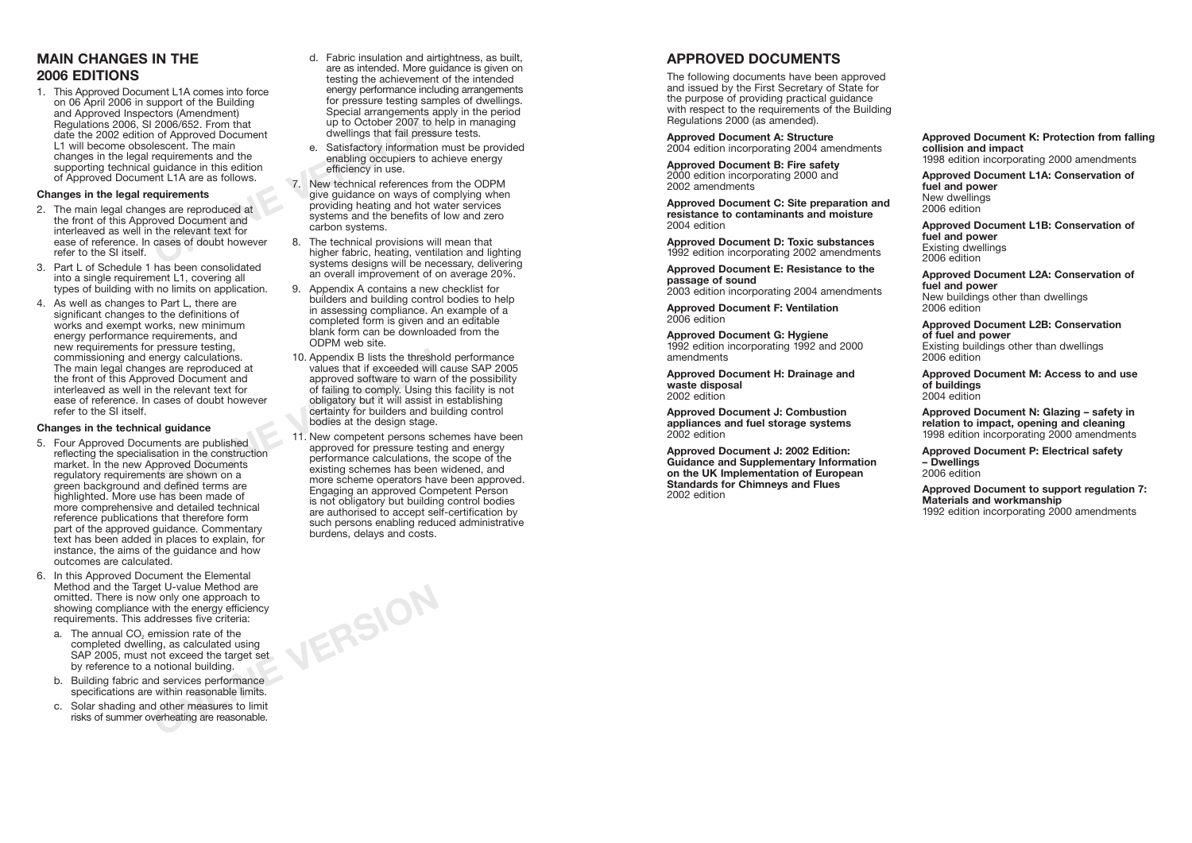## MAIN CHANGES IN THE 2006 EDITIONS

1. This Approved Document L1A comes into force on 06 April 2006 in support of the Building and Approved Inspectors (Amendment) Regulations 2006, SI 2006/652. From that date the 2002 edition of Approved Document L1 will become obsolescent. The main changes in the legal requirements and the supporting technical guidance in this edition of Approved Document L1A are as follows.

### Changes in the legal requirements

2. The main legal changes are reproduced at the front of this Approved Document and interleaved as well in the relevant text for ease of reference. In cases of doubt however refer to the SI itself.
3. Part L of Schedule 1 has been consolidated into a single requirement L1, covering all types of building with no limits on application.
4. As well as changes to Part L, there are significant changes to the definitions of works and exempt works, new minimum energy performance requirements, and new requirements for pressure testing, commissioning and energy calculations. The main legal changes are reproduced at the front of this Approved Document and interleaved as well in the relevant text for ease of reference. In cases of doubt however refer to the SI itself.

### Changes in the technical guidance

5. Four Approved Documents are published reflecting the specialisation in the construction market. In the new Approved Documents regulatory requirements are shown on a green background and defined terms are highlighted. More use has been made of more comprehensive and detailed technical reference publications that therefore form part of the approved guidance. Commentary text has been added in places to explain, for instance, the aims of the guidance and how outcomes are calculated.
6. In this Approved Document the Elemental Method and the Target U-value Method are omitted. There is now only one approach to showing compliance with the energy efficiency requirements. This addresses five criteria:
   a. The annual $CO_2$ emission rate of the completed dwelling, as calculated using SAP 2005, must not exceed the target set by reference to a notional building.
   b. Building fabric and services performance specifications are within reasonable limits.
   c. Solar shading and other measures to limit risks of summer overheating are reasonable.
   d. Fabric insulation and airtightness, as built, are as intended. More guidance is given on testing the achievement of the intended energy performance including arrangements for pressure testing samples of dwellings. Special arrangements apply in the period up to October 2007 to help in managing dwellings that fail pressure tests.
   e. Satisfactory information must be provided enabling occupiers to achieve energy efficiency in use.
7. New technical references from the ODPM give guidance on ways of complying when providing heating and hot water services systems and the benefits of low and zero carbon systems.
8. The technical provisions will mean that higher fabric, heating, ventilation and lighting systems designs will be necessary, delivering an overall improvement of on average 20%.
9. Appendix A contains a new checklist for builders and building control bodies to help in assessing compliance. An example of a completed form is given and an editable blank form can be downloaded from the ODPM web site.
10. Appendix B lists the threshold performance values that if exceeded will cause SAP 2005 approved software to warn of the possibility of failing to comply. Using this facility is not obligatory but it will assist in establishing certainty for builders and building control bodies at the design stage.
11. New competent persons schemes have been approved for pressure testing and energy performance calculations, the scope of the existing schemes has been widened, and more scheme operators have been approved. Engaging an approved Competent Person is not obligatory but building control bodies are authorised to accept self-certification by such persons enabling reduced administrative burdens, delays and costs.

## APPROVED DOCUMENTS

The following documents have been approved and issued by the First Secretary of State for the purpose of providing practical guidance with respect to the requirements of the Building Regulations 2000 (as amended).

**Approved Document A: Structure**
2004 edition incorporating 2004 amendments

**Approved Document B: Fire safety**
2000 edition incorporating 2000 and 2002 amendments

**Approved Document C: Site preparation and resistance to contaminants and moisture**
2004 edition

**Approved Document D: Toxic substances**
1992 edition incorporating 2002 amendments

**Approved Document E: Resistance to the passage of sound**
2003 edition incorporating 2004 amendments

**Approved Document F: Ventilation**
2006 edition

**Approved Document G: Hygiene**
1992 edition incorporating 1992 and 2000 amendments

**Approved Document H: Drainage and waste disposal**
2002 edition

**Approved Document J: Combustion appliances and fuel storage systems**
2002 edition

**Approved Document J: 2002 Edition: Guidance and Supplementary Information on the UK Implementation of European Standards for Chimneys and Flues**
2002 edition

**Approved Document K: Protection from falling collision and impact**
1998 edition incorporating 2000 amendments

**Approved Document L1A: Conservation of fuel and power**
New dwellings
2006 edition

**Approved Document L1B: Conservation of fuel and power**
Existing dwellings
2006 edition

**Approved Document L2A: Conservation of fuel and power**
New buildings other than dwellings
2006 edition

**Approved Document L2B: Conservation of fuel and power**
Existing buildings other than dwellings
2006 edition

**Approved Document M: Access to and use of buildings**
2004 edition

**Approved Document N: Glazing – safety in relation to impact, opening and cleaning**
1998 edition incorporating 2000 amendments

**Approved Document P: Electrical safety – Dwellings**
2006 edition

**Approved Document to support regulation 7: Materials and workmanship**
1992 edition incorporating 2000 amendments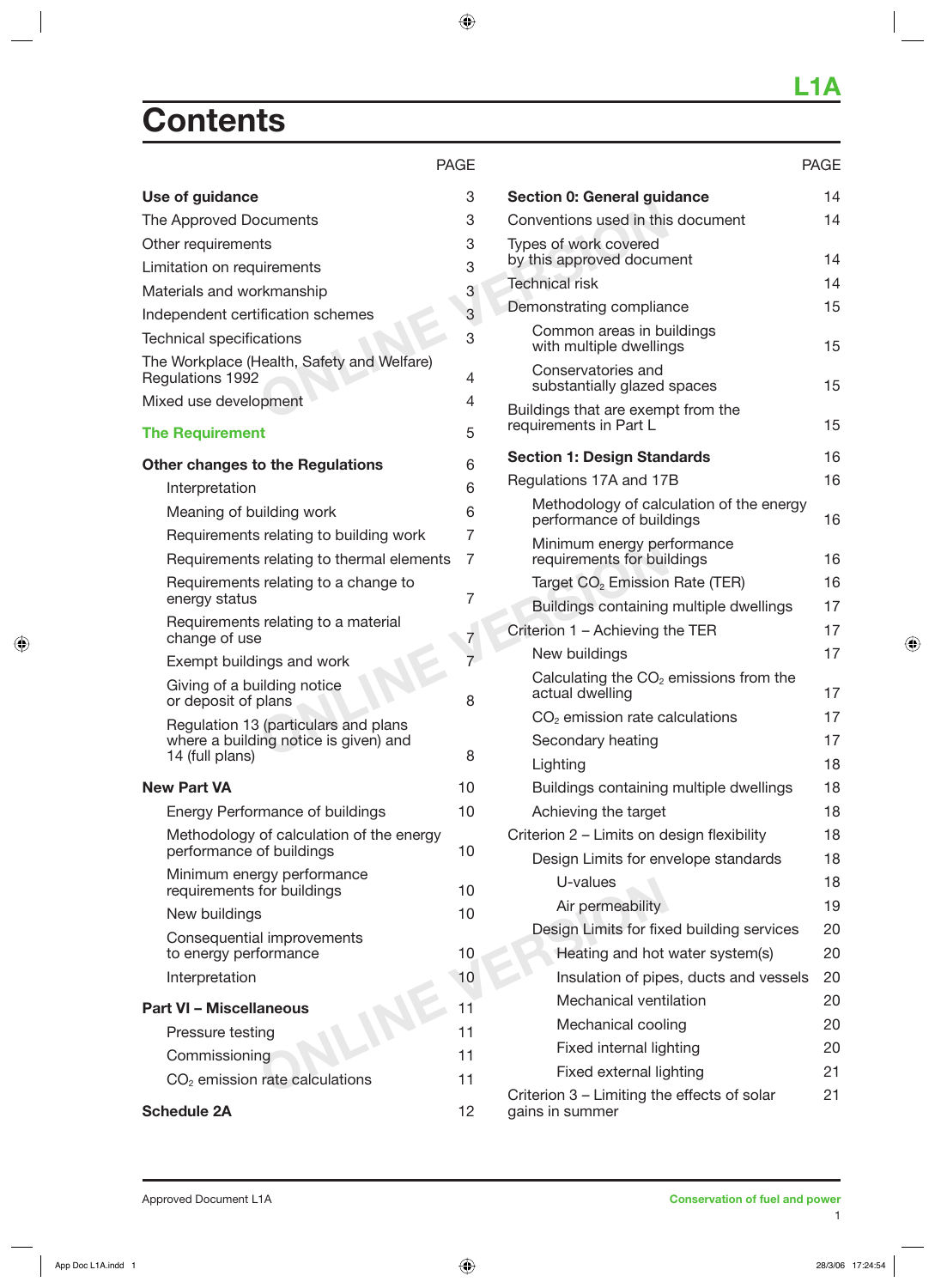# Contents

| | PAGE |
|---|---|
| **Use of guidance** | 3 |
| The Approved Documents | 3 |
| Other requirements | 3 |
| Limitation on requirements | 3 |
| Materials and workmanship | 3 |
| Independent certification schemes | 3 |
| Technical specifications | 3 |
| The Workplace (Health, Safety and Welfare) Regulations 1992 | 4 |
| Mixed use development | 4 |
| **The Requirement** | 5 |
| **Other changes to the Regulations** | 6 |
| Interpretation | 6 |
| Meaning of building work | 6 |
| Requirements relating to building work | 7 |
| Requirements relating to thermal elements | 7 |
| Requirements relating to a change to energy status | 7 |
| Requirements relating to a material change of use | 7 |
| Exempt buildings and work | 7 |
| Giving of a building notice or deposit of plans | 8 |
| Regulation 13 (particulars and plans where a building notice is given) and 14 (full plans) | 8 |
| **New Part VA** | 10 |
| Energy Performance of buildings | 10 |
| Methodology of calculation of the energy performance of buildings | 10 |
| Minimum energy performance requirements for buildings | 10 |
| New buildings | 10 |
| Consequential improvements to energy performance | 10 |
| Interpretation | 10 |
| **Part VI – Miscellaneous** | 11 |
| Pressure testing | 11 |
| Commissioning | 11 |
| $CO_2$ emission rate calculations | 11 |
| **Schedule 2A** | 12 |
| **Section 0: General guidance** | 14 |
| Conventions used in this document | 14 |
| Types of work covered by this approved document | 14 |
| Technical risk | 14 |
| Demonstrating compliance | 15 |
| Common areas in buildings with multiple dwellings | 15 |
| Conservatories and substantially glazed spaces | 15 |
| Buildings that are exempt from the requirements in Part L | 15 |
| **Section 1: Design Standards** | 16 |
| Regulations 17A and 17B | 16 |
| Methodology of calculation of the energy performance of buildings | 16 |
| Minimum energy performance requirements for buildings | 16 |
| Target $CO_2$ Emission Rate (TER) | 16 |
| Buildings containing multiple dwellings | 17 |
| Criterion 1 – Achieving the TER | 17 |
| New buildings | 17 |
| Calculating the $CO_2$ emissions from the actual dwelling | 17 |
| $CO_2$ emission rate calculations | 17 |
| Secondary heating | 17 |
| Lighting | 18 |
| Buildings containing multiple dwellings | 18 |
| Achieving the target | 18 |
| Criterion 2 – Limits on design flexibility | 18 |
| Design Limits for envelope standards | 18 |
| U-values | 18 |
| Air permeability | 19 |
| Design Limits for fixed building services | 20 |
| Heating and hot water system(s) | 20 |
| Insulation of pipes, ducts and vessels | 20 |
| Mechanical ventilation | 20 |
| Mechanical cooling | 20 |
| Fixed internal lighting | 20 |
| Fixed external lighting | 21 |
| Criterion 3 – Limiting the effects of solar gains in summer | 21 |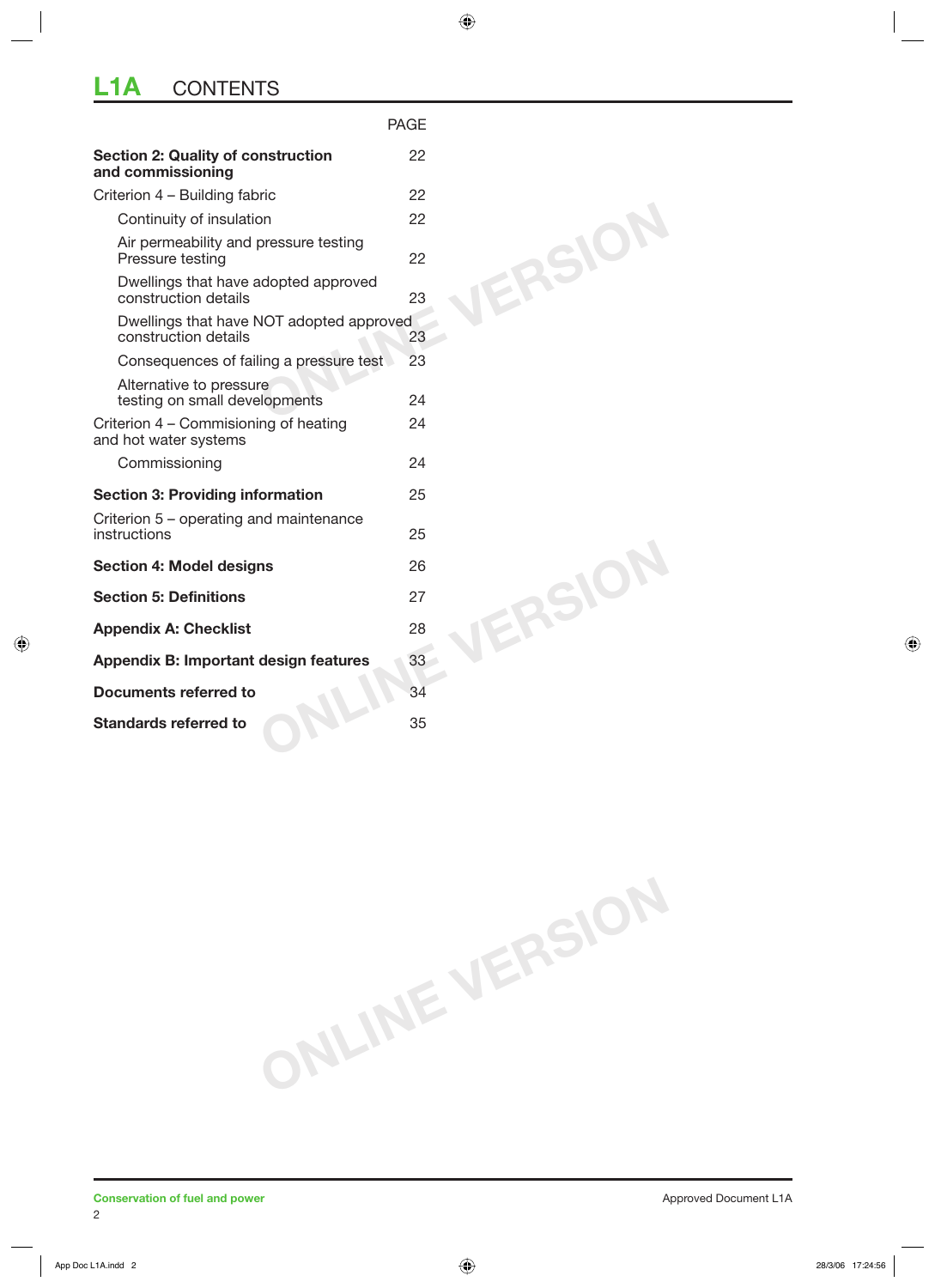# L1A CONTENTS

| | PAGE |
|---|---|
| **Section 2: Quality of construction and commissioning** | 22 |
| Criterion 4 – Building fabric | 22 |
| Continuity of insulation | 22 |
| Air permeability and pressure testing Pressure testing | 22 |
| Dwellings that have adopted approved construction details | 23 |
| Dwellings that have NOT adopted approved construction details | 23 |
| Consequences of failing a pressure test | 23 |
| Alternative to pressure testing on small developments | 24 |
| Criterion 4 – Commisioning of heating and hot water systems | 24 |
| Commissioning | 24 |
| **Section 3: Providing information** | 25 |
| Criterion 5 – operating and maintenance instructions | 25 |
| **Section 4: Model designs** | 26 |
| **Section 5: Definitions** | 27 |
| **Appendix A: Checklist** | 28 |
| **Appendix B: Important design features** | 33 |
| **Documents referred to** | 34 |
| **Standards referred to** | 35 |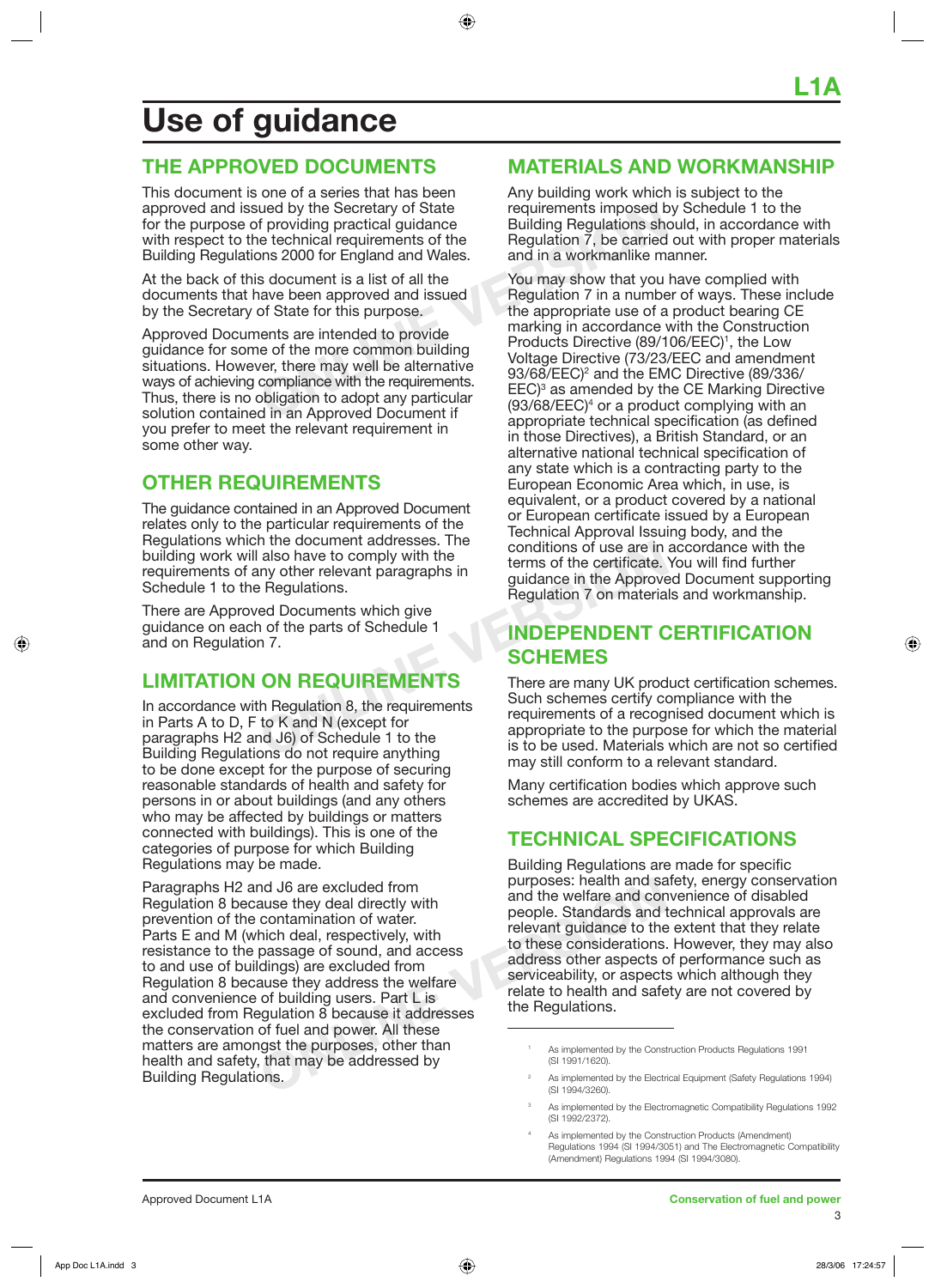# Use of guidance

## THE APPROVED DOCUMENTS

This document is one of a series that has been approved and issued by the Secretary of State for the purpose of providing practical guidance with respect to the technical requirements of the Building Regulations 2000 for England and Wales.

At the back of this document is a list of all the documents that have been approved and issued by the Secretary of State for this purpose.

Approved Documents are intended to provide guidance for some of the more common building situations. However, there may well be alternative ways of achieving compliance with the requirements. Thus, there is no obligation to adopt any particular solution contained in an Approved Document if you prefer to meet the relevant requirement in some other way.

## OTHER REQUIREMENTS

The guidance contained in an Approved Document relates only to the particular requirements of the Regulations which the document addresses. The building work will also have to comply with the requirements of any other relevant paragraphs in Schedule 1 to the Regulations.

There are Approved Documents which give guidance on each of the parts of Schedule 1 and on Regulation 7.

## LIMITATION ON REQUIREMENTS

In accordance with Regulation 8, the requirements in Parts A to D, F to K and N (except for paragraphs H2 and J6) of Schedule 1 to the Building Regulations do not require anything to be done except for the purpose of securing reasonable standards of health and safety for persons in or about buildings (and any others who may be affected by buildings or matters connected with buildings). This is one of the categories of purpose for which Building Regulations may be made.

Paragraphs H2 and J6 are excluded from Regulation 8 because they deal directly with prevention of the contamination of water. Parts E and M (which deal, respectively, with resistance to the passage of sound, and access to and use of buildings) are excluded from Regulation 8 because they address the welfare and convenience of building users. Part L is excluded from Regulation 8 because it addresses the conservation of fuel and power. All these matters are amongst the purposes, other than health and safety, that may be addressed by Building Regulations.

## MATERIALS AND WORKMANSHIP

Any building work which is subject to the requirements imposed by Schedule 1 to the Building Regulations should, in accordance with Regulation 7, be carried out with proper materials and in a workmanlike manner.

You may show that you have complied with Regulation 7 in a number of ways. These include the appropriate use of a product bearing CE marking in accordance with the Construction Products Directive (89/106/EEC)[1], the Low Voltage Directive (73/23/EEC and amendment 93/68/EEC)[2] and the EMC Directive (89/336/EEC)[3] as amended by the CE Marking Directive (93/68/EEC)[4] or a product complying with an appropriate technical specification (as defined in those Directives), a British Standard, or an alternative national technical specification of any state which is a contracting party to the European Economic Area which, in use, is equivalent, or a product covered by a national or European certificate issued by a European Technical Approval Issuing body, and the conditions of use are in accordance with the terms of the certificate. You will find further guidance in the Approved Document supporting Regulation 7 on materials and workmanship.

## INDEPENDENT CERTIFICATION SCHEMES

There are many UK product certification schemes. Such schemes certify compliance with the requirements of a recognised document which is appropriate to the purpose for which the material is to be used. Materials which are not so certified may still conform to a relevant standard.

Many certification bodies which approve such schemes are accredited by UKAS.

## TECHNICAL SPECIFICATIONS

Building Regulations are made for specific purposes: health and safety, energy conservation and the welfare and convenience of disabled people. Standards and technical approvals are relevant guidance to the extent that they relate to these considerations. However, they may also address other aspects of performance such as serviceability, or aspects which although they relate to health and safety are not covered by the Regulations.

---

[1] As implemented by the Construction Products Regulations 1991 (SI 1991/1620).

[2] As implemented by the Electrical Equipment (Safety Regulations 1994) (SI 1994/3260).

[3] As implemented by the Electromagnetic Compatibility Regulations 1992 (SI 1992/2372).

[4] As implemented by the Construction Products (Amendment) Regulations 1994 (SI 1994/3051) and The Electromagnetic Compatibility (Amendment) Regulations 1994 (SI 1994/3080).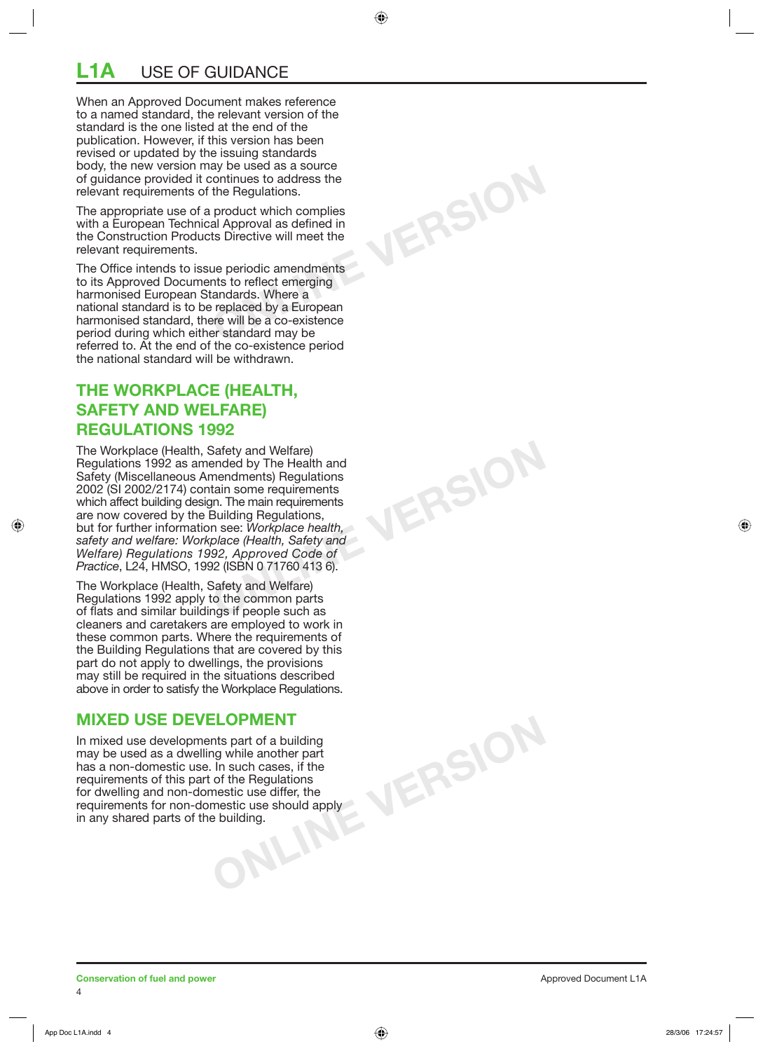# L1A USE OF GUIDANCE

When an Approved Document makes reference to a named standard, the relevant version of the standard is the one listed at the end of the publication. However, if this version has been revised or updated by the issuing standards body, the new version may be used as a source of guidance provided it continues to address the relevant requirements of the Regulations.

The appropriate use of a product which complies with a European Technical Approval as defined in the Construction Products Directive will meet the relevant requirements.

The Office intends to issue periodic amendments to its Approved Documents to reflect emerging harmonised European Standards. Where a national standard is to be replaced by a European harmonised standard, there will be a co-existence period during which either standard may be referred to. At the end of the co-existence period the national standard will be withdrawn.

## THE WORKPLACE (HEALTH, SAFETY AND WELFARE) REGULATIONS 1992

The Workplace (Health, Safety and Welfare) Regulations 1992 as amended by The Health and Safety (Miscellaneous Amendments) Regulations 2002 (SI 2002/2174) contain some requirements which affect building design. The main requirements are now covered by the Building Regulations, but for further information see: *Workplace health, safety and welfare: Workplace (Health, Safety and Welfare) Regulations 1992, Approved Code of Practice*, L24, HMSO, 1992 (ISBN 0 71760 413 6).

The Workplace (Health, Safety and Welfare) Regulations 1992 apply to the common parts of flats and similar buildings if people such as cleaners and caretakers are employed to work in these common parts. Where the requirements of the Building Regulations that are covered by this part do not apply to dwellings, the provisions may still be required in the situations described above in order to satisfy the Workplace Regulations.

## MIXED USE DEVELOPMENT

In mixed use developments part of a building may be used as a dwelling while another part has a non-domestic use. In such cases, if the requirements of this part of the Regulations for dwelling and non-domestic use differ, the requirements for non-domestic use should apply in any shared parts of the building.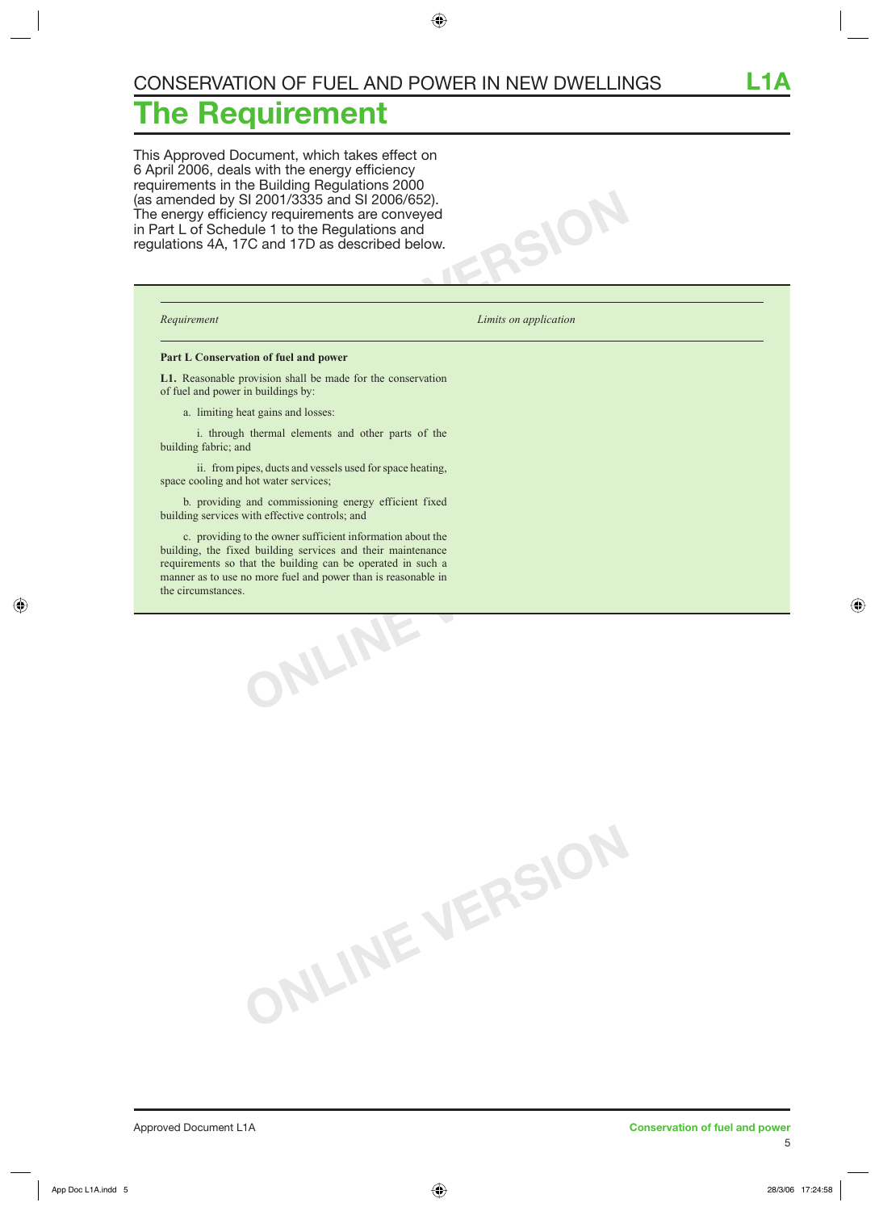# CONSERVATION OF FUEL AND POWER IN NEW DWELLINGS

# The Requirement

This Approved Document, which takes effect on 6 April 2006, deals with the energy efficiency requirements in the Building Regulations 2000 (as amended by SI 2001/3335 and SI 2006/652). The energy efficiency requirements are conveyed in Part L of Schedule 1 to the Regulations and regulations 4A, 17C and 17D as described below.

| *Requirement* | *Limits on application* |
|---|---|
| **Part L Conservation of fuel and power** | |
| **L1.** Reasonable provision shall be made for the conservation of fuel and power in buildings by:<br><br>a. limiting heat gains and losses:<br><br>i. through thermal elements and other parts of the building fabric; and<br><br>ii. from pipes, ducts and vessels used for space heating, space cooling and hot water services;<br><br>b. providing and commissioning energy efficient fixed building services with effective controls; and<br><br>c. providing to the owner sufficient information about the building, the fixed building services and their maintenance requirements so that the building can be operated in such a manner as to use no more fuel and power than is reasonable in the circumstances. | |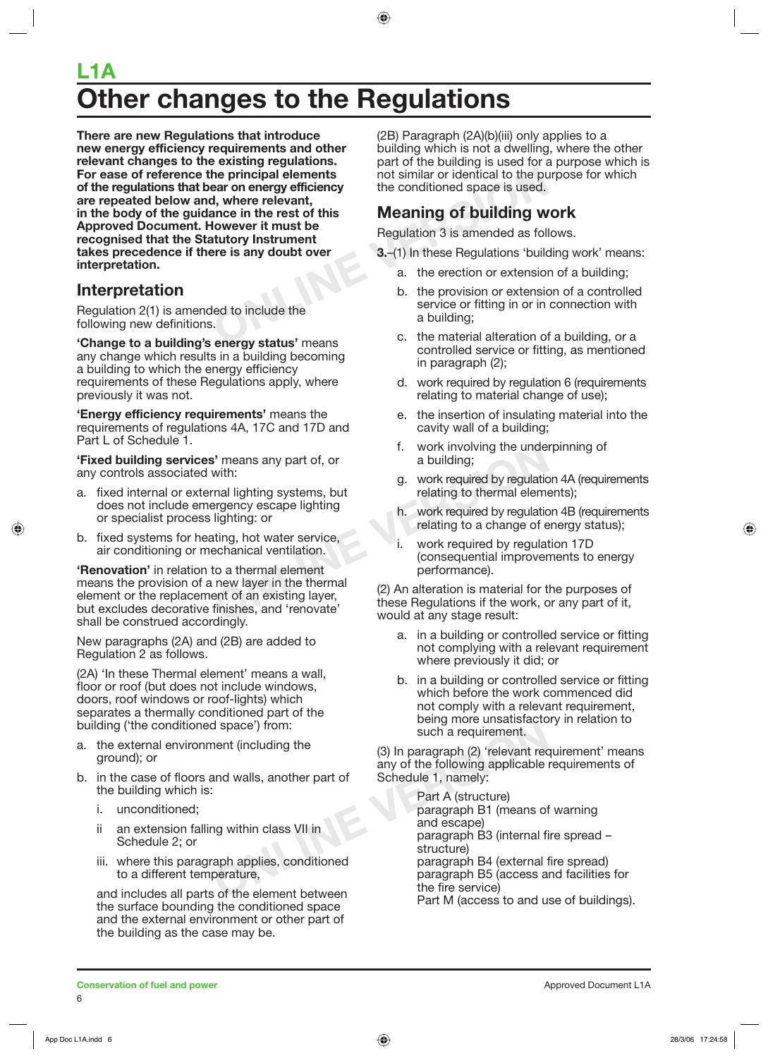# L1A

# Other changes to the Regulations

**There are new Regulations that introduce new energy efficiency requirements and other relevant changes to the existing regulations. For ease of reference the principal elements of the regulations that bear on energy efficiency are repeated below and, where relevant, in the body of the guidance in the rest of this Approved Document. However it must be recognised that the Statutory Instrument takes precedence if there is any doubt over interpretation.**

## Interpretation

Regulation 2(1) is amended to include the following new definitions.

**'Change to a building's energy status'** means any change which results in a building becoming a building to which the energy efficiency requirements of these Regulations apply, where previously it was not.

**'Energy efficiency requirements'** means the requirements of regulations 4A, 17C and 17D and Part L of Schedule 1.

**'Fixed building services'** means any part of, or any controls associated with:

a. fixed internal or external lighting systems, but does not include emergency escape lighting or specialist process lighting: or

b. fixed systems for heating, hot water service, air conditioning or mechanical ventilation.

**'Renovation'** in relation to a thermal element means the provision of a new layer in the thermal element or the replacement of an existing layer, but excludes decorative finishes, and 'renovate' shall be construed accordingly.

New paragraphs (2A) and (2B) are added to Regulation 2 as follows.

(2A) 'In these Thermal element' means a wall, floor or roof (but does not include windows, doors, roof windows or roof-lights) which separates a thermally conditioned part of the building ('the conditioned space') from:

a. the external environment (including the ground); or

b. in the case of floors and walls, another part of the building which is:

   i. unconditioned;

   ii an extension falling within class VII in Schedule 2; or

   iii. where this paragraph applies, conditioned to a different temperature,

and includes all parts of the element between the surface bounding the conditioned space and the external environment or other part of the building as the case may be.

(2B) Paragraph (2A)(b)(iii) only applies to a building which is not a dwelling, where the other part of the building is used for a purpose which is not similar or identical to the purpose for which the conditioned space is used.

## Meaning of building work

Regulation 3 is amended as follows.

**3.**–(1) In these Regulations 'building work' means:

a. the erection or extension of a building;

b. the provision or extension of a controlled service or fitting in or in connection with a building;

c. the material alteration of a building, or a controlled service or fitting, as mentioned in paragraph (2);

d. work required by regulation 6 (requirements relating to material change of use);

e. the insertion of insulating material into the cavity wall of a building;

f. work involving the underpinning of a building;

g. work required by regulation 4A (requirements relating to thermal elements);

h. work required by regulation 4B (requirements relating to a change of energy status);

i. work required by regulation 17D (consequential improvements to energy performance).

(2) An alteration is material for the purposes of these Regulations if the work, or any part of it, would at any stage result:

a. in a building or controlled service or fitting not complying with a relevant requirement where previously it did; or

b. in a building or controlled service or fitting which before the work commenced did not comply with a relevant requirement, being more unsatisfactory in relation to such a requirement.

(3) In paragraph (2) 'relevant requirement' means any of the following applicable requirements of Schedule 1, namely:

Part A (structure)
paragraph B1 (means of warning and escape)
paragraph B3 (internal fire spread – structure)
paragraph B4 (external fire spread)
paragraph B5 (access and facilities for the fire service)
Part M (access to and use of buildings).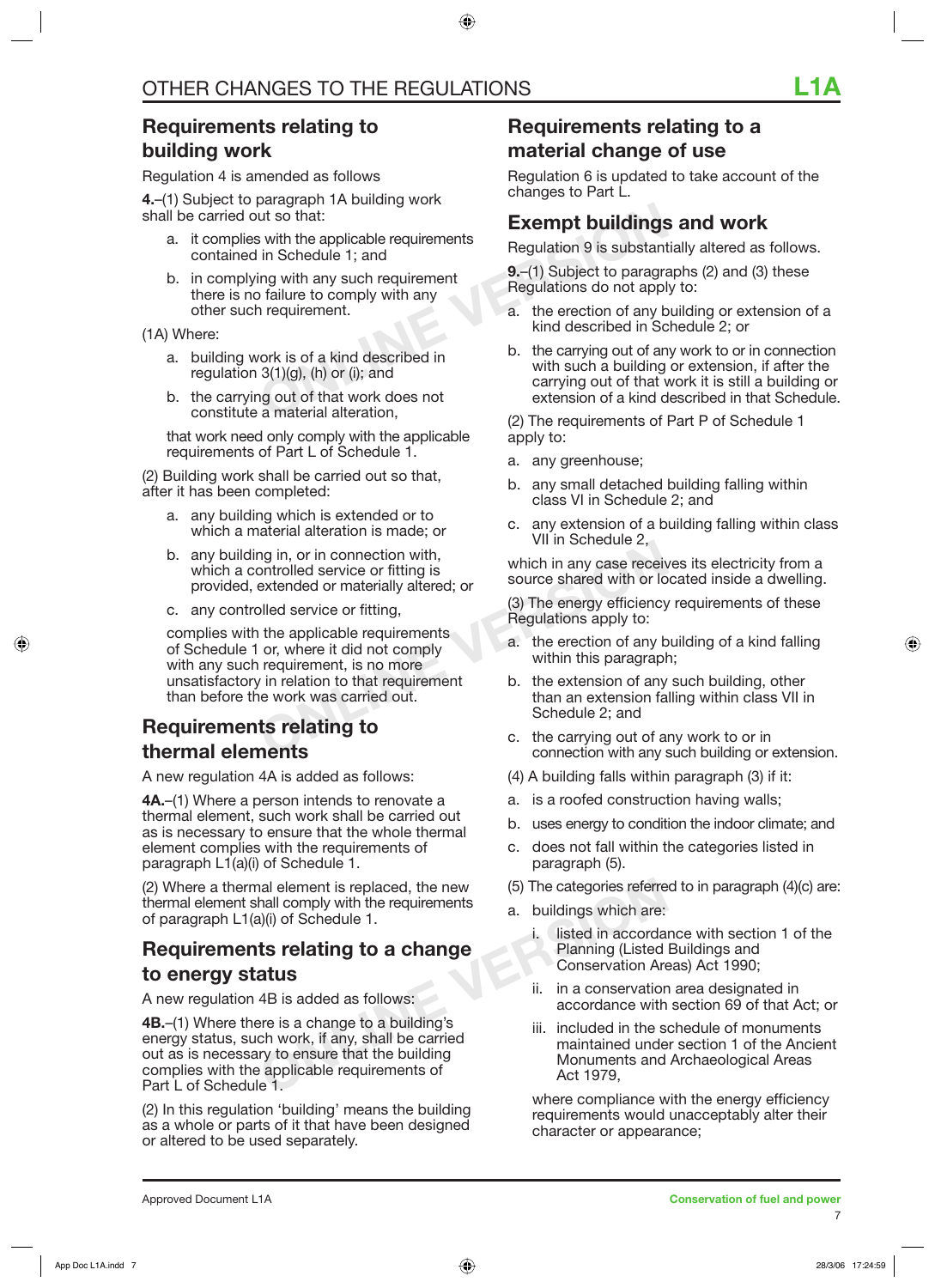## Requirements relating to building work

Regulation 4 is amended as follows

**4.**–(1) Subject to paragraph 1A building work shall be carried out so that:

a. it complies with the applicable requirements contained in Schedule 1; and

b. in complying with any such requirement there is no failure to comply with any other such requirement.

(1A) Where:

a. building work is of a kind described in regulation 3(1)(g), (h) or (i); and

b. the carrying out of that work does not constitute a material alteration,

that work need only comply with the applicable requirements of Part L of Schedule 1.

(2) Building work shall be carried out so that, after it has been completed:

a. any building which is extended or to which a material alteration is made; or

b. any building in, or in connection with, which a controlled service or fitting is provided, extended or materially altered; or

c. any controlled service or fitting,

complies with the applicable requirements of Schedule 1 or, where it did not comply with any such requirement, is no more unsatisfactory in relation to that requirement than before the work was carried out.

## Requirements relating to thermal elements

A new regulation 4A is added as follows:

**4A.**–(1) Where a person intends to renovate a thermal element, such work shall be carried out as is necessary to ensure that the whole thermal element complies with the requirements of paragraph L1(a)(i) of Schedule 1.

(2) Where a thermal element is replaced, the new thermal element shall comply with the requirements of paragraph L1(a)(i) of Schedule 1.

## Requirements relating to a change to energy status

A new regulation 4B is added as follows:

**4B.**–(1) Where there is a change to a building's energy status, such work, if any, shall be carried out as is necessary to ensure that the building complies with the applicable requirements of Part L of Schedule 1.

(2) In this regulation 'building' means the building as a whole or parts of it that have been designed or altered to be used separately.

## Requirements relating to a material change of use

Regulation 6 is updated to take account of the changes to Part L.

## Exempt buildings and work

Regulation 9 is substantially altered as follows.

**9.**–(1) Subject to paragraphs (2) and (3) these Regulations do not apply to:

a. the erection of any building or extension of a kind described in Schedule 2; or

b. the carrying out of any work to or in connection with such a building or extension, if after the carrying out of that work it is still a building or extension of a kind described in that Schedule.

(2) The requirements of Part P of Schedule 1 apply to:

a. any greenhouse;

b. any small detached building falling within class VI in Schedule 2; and

c. any extension of a building falling within class VII in Schedule 2,

which in any case receives its electricity from a source shared with or located inside a dwelling.

(3) The energy efficiency requirements of these Regulations apply to:

a. the erection of any building of a kind falling within this paragraph;

b. the extension of any such building, other than an extension falling within class VII in Schedule 2; and

c. the carrying out of any work to or in connection with any such building or extension.

(4) A building falls within paragraph (3) if it:

a. is a roofed construction having walls;

b. uses energy to condition the indoor climate; and

c. does not fall within the categories listed in paragraph (5).

(5) The categories referred to in paragraph (4)(c) are:

a. buildings which are:

   i. listed in accordance with section 1 of the Planning (Listed Buildings and Conservation Areas) Act 1990;

   ii. in a conservation area designated in accordance with section 69 of that Act; or

   iii. included in the schedule of monuments maintained under section 1 of the Ancient Monuments and Archaeological Areas Act 1979,

where compliance with the energy efficiency requirements would unacceptably alter their character or appearance;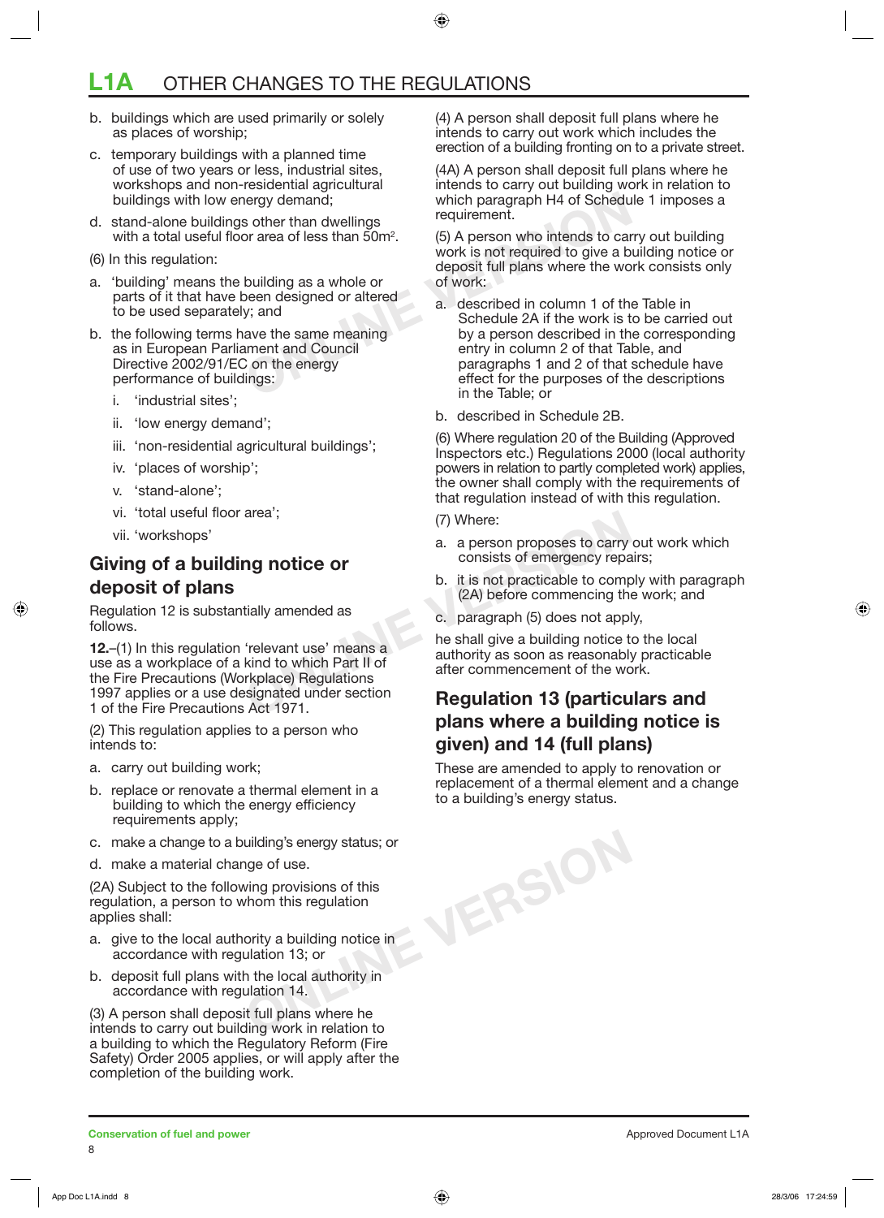# L1A OTHER CHANGES TO THE REGULATIONS

b. buildings which are used primarily or solely as places of worship;

c. temporary buildings with a planned time of use of two years or less, industrial sites, workshops and non-residential agricultural buildings with low energy demand;

d. stand-alone buildings other than dwellings with a total useful floor area of less than 50m².

(6) In this regulation:

a. 'building' means the building as a whole or parts of it that have been designed or altered to be used separately; and

b. the following terms have the same meaning as in European Parliament and Council Directive 2002/91/EC on the energy performance of buildings:

   i. 'industrial sites';

   ii. 'low energy demand';

   iii. 'non-residential agricultural buildings';

   iv. 'places of worship';

   v. 'stand-alone';

   vi. 'total useful floor area';

   vii. 'workshops'

## Giving of a building notice or deposit of plans

Regulation 12 is substantially amended as follows.

**12.**–(1) In this regulation 'relevant use' means a use as a workplace of a kind to which Part II of the Fire Precautions (Workplace) Regulations 1997 applies or a use designated under section 1 of the Fire Precautions Act 1971.

(2) This regulation applies to a person who intends to:

a. carry out building work;

b. replace or renovate a thermal element in a building to which the energy efficiency requirements apply;

c. make a change to a building's energy status; or

d. make a material change of use.

(2A) Subject to the following provisions of this regulation, a person to whom this regulation applies shall:

a. give to the local authority a building notice in accordance with regulation 13; or

b. deposit full plans with the local authority in accordance with regulation 14.

(3) A person shall deposit full plans where he intends to carry out building work in relation to a building to which the Regulatory Reform (Fire Safety) Order 2005 applies, or will apply after the completion of the building work.

(4) A person shall deposit full plans where he intends to carry out work which includes the erection of a building fronting on to a private street.

(4A) A person shall deposit full plans where he intends to carry out building work in relation to which paragraph H4 of Schedule 1 imposes a requirement.

(5) A person who intends to carry out building work is not required to give a building notice or deposit full plans where the work consists only of work:

a. described in column 1 of the Table in Schedule 2A if the work is to be carried out by a person described in the corresponding entry in column 2 of that Table, and paragraphs 1 and 2 of that schedule have effect for the purposes of the descriptions in the Table; or

b. described in Schedule 2B.

(6) Where regulation 20 of the Building (Approved Inspectors etc.) Regulations 2000 (local authority powers in relation to partly completed work) applies, the owner shall comply with the requirements of that regulation instead of with this regulation.

(7) Where:

a. a person proposes to carry out work which consists of emergency repairs;

b. it is not practicable to comply with paragraph (2A) before commencing the work; and

c. paragraph (5) does not apply,

he shall give a building notice to the local authority as soon as reasonably practicable after commencement of the work.

## Regulation 13 (particulars and plans where a building notice is given) and 14 (full plans)

These are amended to apply to renovation or replacement of a thermal element and a change to a building's energy status.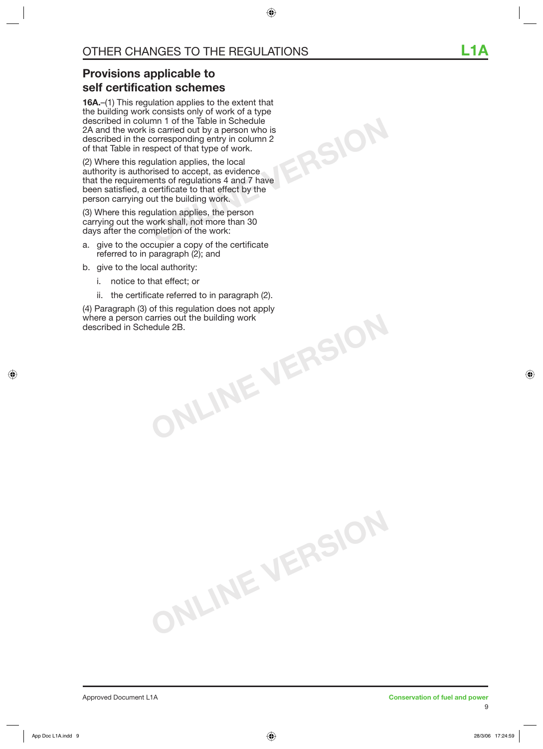## Provisions applicable to self certification schemes

**16A.**–(1) This regulation applies to the extent that the building work consists only of work of a type described in column 1 of the Table in Schedule 2A and the work is carried out by a person who is described in the corresponding entry in column 2 of that Table in respect of that type of work.

(2) Where this regulation applies, the local authority is authorised to accept, as evidence that the requirements of regulations 4 and 7 have been satisfied, a certificate to that effect by the person carrying out the building work.

(3) Where this regulation applies, the person carrying out the work shall, not more than 30 days after the completion of the work:

a. give to the occupier a copy of the certificate referred to in paragraph (2); and
b. give to the local authority:
    i. notice to that effect; or
    ii. the certificate referred to in paragraph (2).

(4) Paragraph (3) of this regulation does not apply where a person carries out the building work described in Schedule 2B.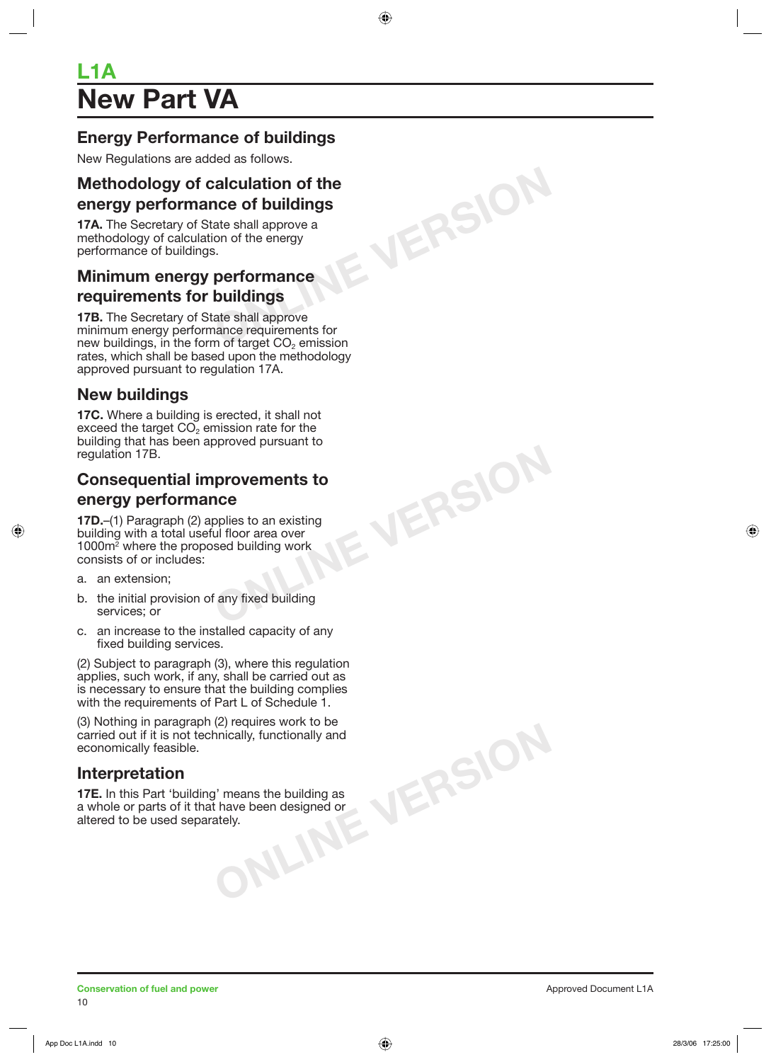# L1A

# New Part VA

## Energy Performance of buildings

New Regulations are added as follows.

## Methodology of calculation of the energy performance of buildings

**17A.** The Secretary of State shall approve a methodology of calculation of the energy performance of buildings.

## Minimum energy performance requirements for buildings

**17B.** The Secretary of State shall approve minimum energy performance requirements for new buildings, in the form of target $CO_2$ emission rates, which shall be based upon the methodology approved pursuant to regulation 17A.

## New buildings

**17C.** Where a building is erected, it shall not exceed the target $CO_2$ emission rate for the building that has been approved pursuant to regulation 17B.

## Consequential improvements to energy performance

**17D.**–(1) Paragraph (2) applies to an existing building with a total useful floor area over 1000m$^2$ where the proposed building work consists of or includes:

a. an extension;

b. the initial provision of any fixed building services; or

c. an increase to the installed capacity of any fixed building services.

(2) Subject to paragraph (3), where this regulation applies, such work, if any, shall be carried out as is necessary to ensure that the building complies with the requirements of Part L of Schedule 1.

(3) Nothing in paragraph (2) requires work to be carried out if it is not technically, functionally and economically feasible.

## Interpretation

**17E.** In this Part 'building' means the building as a whole or parts of it that have been designed or altered to be used separately.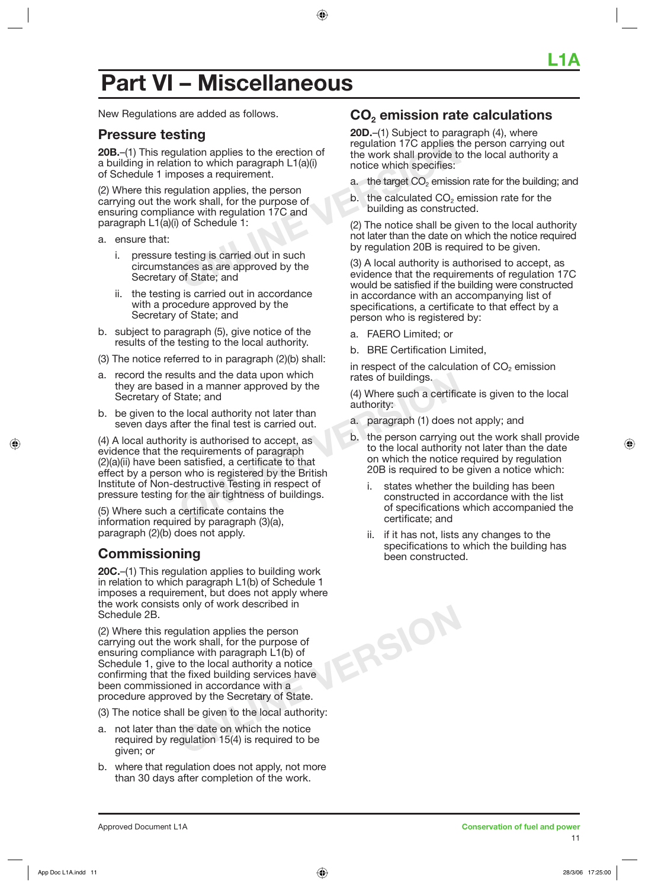# Part VI – Miscellaneous

New Regulations are added as follows.

## Pressure testing

**20B.**–(1) This regulation applies to the erection of a building in relation to which paragraph L1(a)(i) of Schedule 1 imposes a requirement.

(2) Where this regulation applies, the person carrying out the work shall, for the purpose of ensuring compliance with regulation 17C and paragraph L1(a)(i) of Schedule 1:

a. ensure that:

   i. pressure testing is carried out in such circumstances as are approved by the Secretary of State; and

   ii. the testing is carried out in accordance with a procedure approved by the Secretary of State; and

b. subject to paragraph (5), give notice of the results of the testing to the local authority.

(3) The notice referred to in paragraph (2)(b) shall:

a. record the results and the data upon which they are based in a manner approved by the Secretary of State; and

b. be given to the local authority not later than seven days after the final test is carried out.

(4) A local authority is authorised to accept, as evidence that the requirements of paragraph (2)(a)(ii) have been satisfied, a certificate to that effect by a person who is registered by the British Institute of Non-destructive Testing in respect of pressure testing for the air tightness of buildings.

(5) Where such a certificate contains the information required by paragraph (3)(a), paragraph (2)(b) does not apply.

## Commissioning

**20C.**–(1) This regulation applies to building work in relation to which paragraph L1(b) of Schedule 1 imposes a requirement, but does not apply where the work consists only of work described in Schedule 2B.

(2) Where this regulation applies the person carrying out the work shall, for the purpose of ensuring compliance with paragraph L1(b) of Schedule 1, give to the local authority a notice confirming that the fixed building services have been commissioned in accordance with a procedure approved by the Secretary of State.

(3) The notice shall be given to the local authority:

a. not later than the date on which the notice required by regulation 15(4) is required to be given; or

b. where that regulation does not apply, not more than 30 days after completion of the work.

## $CO_2$ emission rate calculations

**20D.**–(1) Subject to paragraph (4), where regulation 17C applies the person carrying out the work shall provide to the local authority a notice which specifies:

a. the target $CO_2$ emission rate for the building; and

b. the calculated $CO_2$ emission rate for the building as constructed.

(2) The notice shall be given to the local authority not later than the date on which the notice required by regulation 20B is required to be given.

(3) A local authority is authorised to accept, as evidence that the requirements of regulation 17C would be satisfied if the building were constructed in accordance with an accompanying list of specifications, a certificate to that effect by a person who is registered by:

a. FAERO Limited; or

b. BRE Certification Limited,

in respect of the calculation of $CO_2$ emission rates of buildings.

(4) Where such a certificate is given to the local authority:

a. paragraph (1) does not apply; and

b. the person carrying out the work shall provide to the local authority not later than the date on which the notice required by regulation 20B is required to be given a notice which:

   i. states whether the building has been constructed in accordance with the list of specifications which accompanied the certificate; and

   ii. if it has not, lists any changes to the specifications to which the building has been constructed.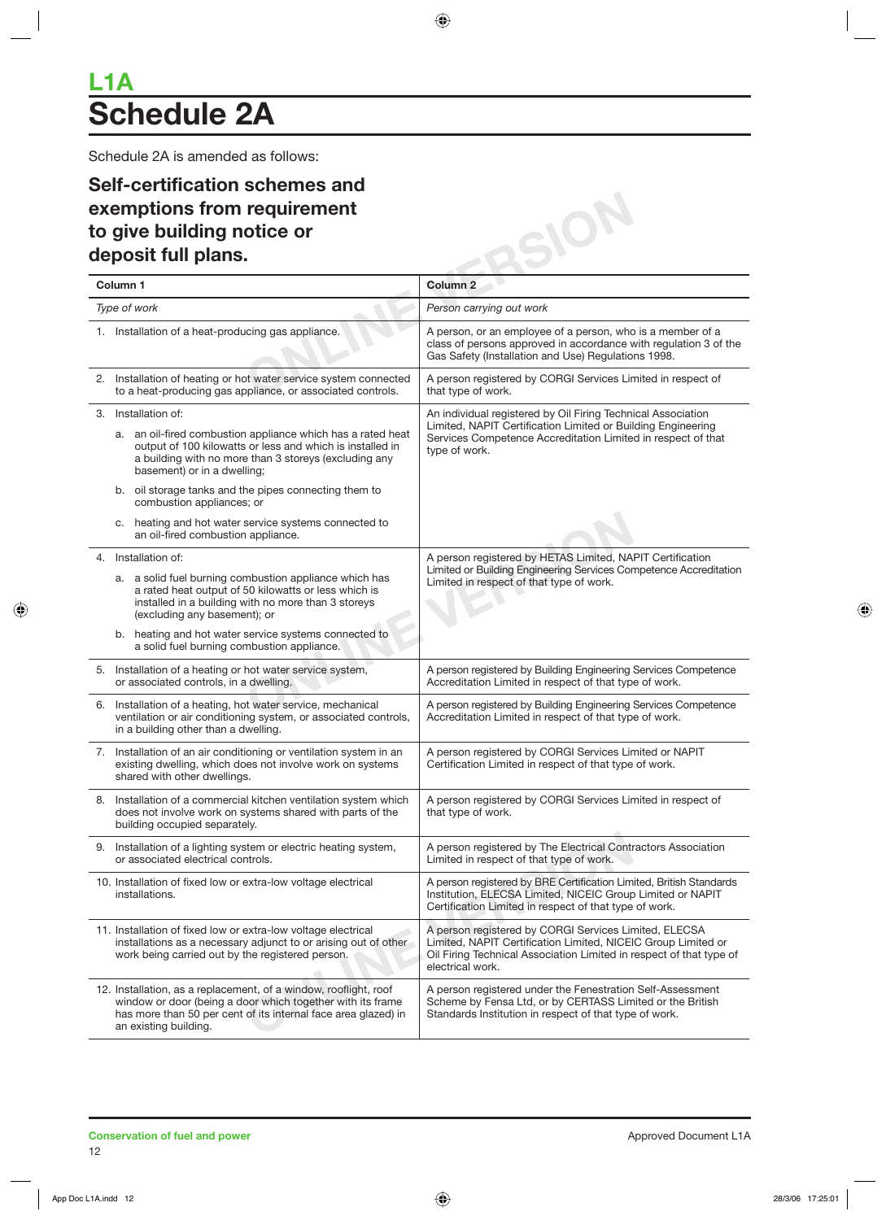# L1A

# Schedule 2A

Schedule 2A is amended as follows:

## Self-certification schemes and exemptions from requirement to give building notice or deposit full plans.

| Column 1 | Column 2 |
|---|---|
| *Type of work* | *Person carrying out work* |
| 1. Installation of a heat-producing gas appliance. | A person, or an employee of a person, who is a member of a class of persons approved in accordance with regulation 3 of the Gas Safety (Installation and Use) Regulations 1998. |
| 2. Installation of heating or hot water service system connected to a heat-producing gas appliance, or associated controls. | A person registered by CORGI Services Limited in respect of that type of work. |
| 3. Installation of:<br>a. an oil-fired combustion appliance which has a rated heat output of 100 kilowatts or less and which is installed in a building with no more than 3 storeys (excluding any basement) or in a dwelling;<br>b. oil storage tanks and the pipes connecting them to combustion appliances; or<br>c. heating and hot water service systems connected to an oil-fired combustion appliance. | An individual registered by Oil Firing Technical Association Limited, NAPIT Certification Limited or Building Engineering Services Competence Accreditation Limited in respect of that type of work. |
| 4. Installation of:<br>a. a solid fuel burning combustion appliance which has a rated heat output of 50 kilowatts or less which is installed in a building with no more than 3 storeys (excluding any basement); or<br>b. heating and hot water service systems connected to a solid fuel burning combustion appliance. | A person registered by HETAS Limited, NAPIT Certification Limited or Building Engineering Services Competence Accreditation Limited in respect of that type of work. |
| 5. Installation of a heating or hot water service system, or associated controls, in a dwelling. | A person registered by Building Engineering Services Competence Accreditation Limited in respect of that type of work. |
| 6. Installation of a heating, hot water service, mechanical ventilation or air conditioning system, or associated controls, in a building other than a dwelling. | A person registered by Building Engineering Services Competence Accreditation Limited in respect of that type of work. |
| 7. Installation of an air conditioning or ventilation system in an existing dwelling, which does not involve work on systems shared with other dwellings. | A person registered by CORGI Services Limited or NAPIT Certification Limited in respect of that type of work. |
| 8. Installation of a commercial kitchen ventilation system which does not involve work on systems shared with parts of the building occupied separately. | A person registered by CORGI Services Limited in respect of that type of work. |
| 9. Installation of a lighting system or electric heating system, or associated electrical controls. | A person registered by The Electrical Contractors Association Limited in respect of that type of work. |
| 10. Installation of fixed low or extra-low voltage electrical installations. | A person registered by BRE Certification Limited, British Standards Institution, ELECSA Limited, NICEIC Group Limited or NAPIT Certification Limited in respect of that type of work. |
| 11. Installation of fixed low or extra-low voltage electrical installations as a necessary adjunct to or arising out of other work being carried out by the registered person. | A person registered by CORGI Services Limited, ELECSA Limited, NAPIT Certification Limited, NICEIC Group Limited or Oil Firing Technical Association Limited in respect of that type of electrical work. |
| 12. Installation, as a replacement, of a window, rooflight, roof window or door (being a door which together with its frame has more than 50 per cent of its internal face area glazed) in an existing building. | A person registered under the Fenestration Self-Assessment Scheme by Fensa Ltd, or by CERTASS Limited or the British Standards Institution in respect of that type of work. |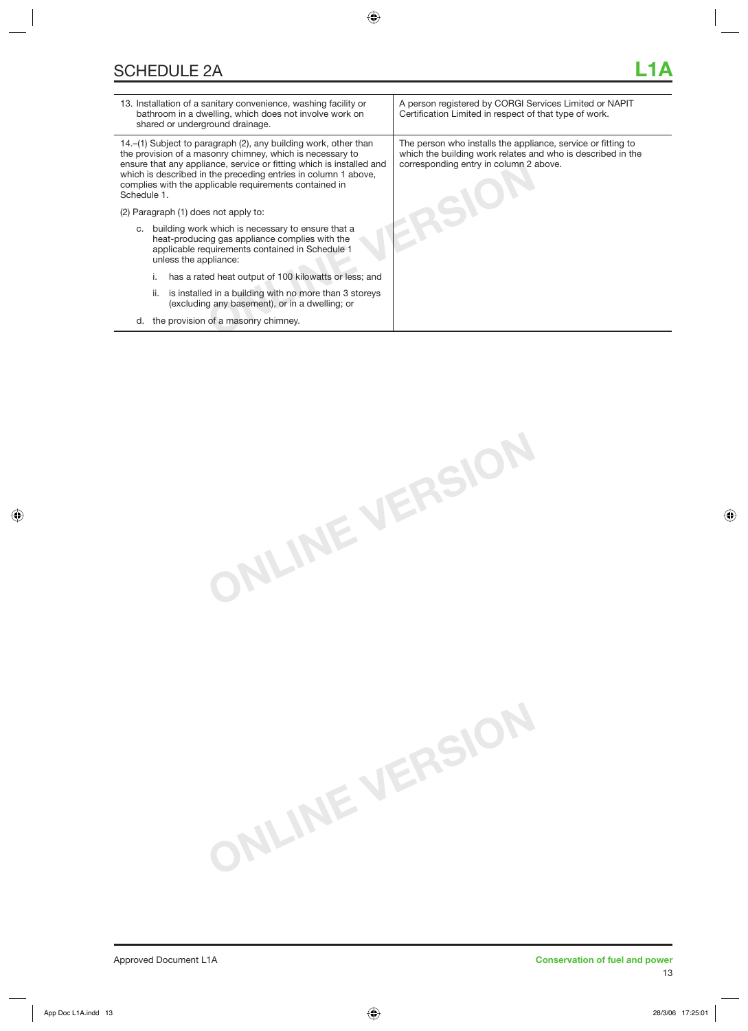# SCHEDULE 2A

| | |
|---|---|
| 13. Installation of a sanitary convenience, washing facility or bathroom in a dwelling, which does not involve work on shared or underground drainage. | A person registered by CORGI Services Limited or NAPIT Certification Limited in respect of that type of work. |
| 14.–(1) Subject to paragraph (2), any building work, other than the provision of a masonry chimney, which is necessary to ensure that any appliance, service or fitting which is installed and which is described in the preceding entries in column 1 above, complies with the applicable requirements contained in Schedule 1.<br><br>(2) Paragraph (1) does not apply to:<br><br>c. building work which is necessary to ensure that a heat-producing gas appliance complies with the applicable requirements contained in Schedule 1 unless the appliance:<br><br>i. has a rated heat output of 100 kilowatts or less; and<br><br>ii. is installed in a building with no more than 3 storeys (excluding any basement), or in a dwelling; or<br><br>d. the provision of a masonry chimney. | The person who installs the appliance, service or fitting to which the building work relates and who is described in the corresponding entry in column 2 above. |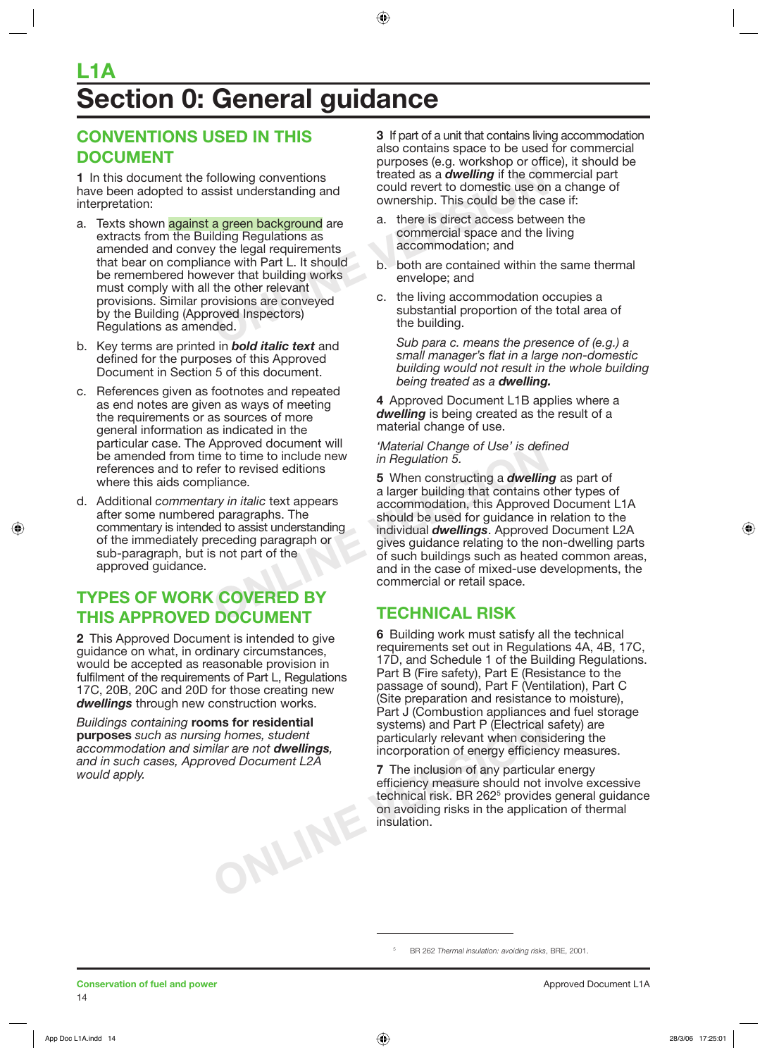# L1A
# Section 0: General guidance

## CONVENTIONS USED IN THIS DOCUMENT

**1** In this document the following conventions have been adopted to assist understanding and interpretation:

a. Texts shown against a green background are extracts from the Building Regulations as amended and convey the legal requirements that bear on compliance with Part L. It should be remembered however that building works must comply with all the other relevant provisions. Similar provisions are conveyed by the Building (Approved Inspectors) Regulations as amended.

b. Key terms are printed in ***bold italic text*** and defined for the purposes of this Approved Document in Section 5 of this document.

c. References given as footnotes and repeated as end notes are given as ways of meeting the requirements or as sources of more general information as indicated in the particular case. The Approved document will be amended from time to time to include new references and to refer to revised editions where this aids compliance.

d. Additional *commentary in italic* text appears after some numbered paragraphs. The commentary is intended to assist understanding of the immediately preceding paragraph or sub-paragraph, but is not part of the approved guidance.

## TYPES OF WORK COVERED BY THIS APPROVED DOCUMENT

**2** This Approved Document is intended to give guidance on what, in ordinary circumstances, would be accepted as reasonable provision in fulfilment of the requirements of Part L, Regulations 17C, 20B, 20C and 20D for those creating new ***dwellings*** through new construction works.

*Buildings containing* **rooms for residential purposes** *such as nursing homes, student accommodation and similar are not* ***dwellings****, and in such cases, Approved Document L2A would apply.*

**3** If part of a unit that contains living accommodation also contains space to be used for commercial purposes (e.g. workshop or office), it should be treated as a ***dwelling*** if the commercial part could revert to domestic use on a change of ownership. This could be the case if:

a. there is direct access between the commercial space and the living accommodation; and

b. both are contained within the same thermal envelope; and

c. the living accommodation occupies a substantial proportion of the total area of the building.

*Sub para c. means the presence of (e.g.) a small manager's flat in a large non-domestic building would not result in the whole building being treated as a* ***dwelling.***

**4** Approved Document L1B applies where a ***dwelling*** is being created as the result of a material change of use.

*'Material Change of Use' is defined in Regulation 5.*

**5** When constructing a ***dwelling*** as part of a larger building that contains other types of accommodation, this Approved Document L1A should be used for guidance in relation to the individual ***dwellings***. Approved Document L2A gives guidance relating to the non-dwelling parts of such buildings such as heated common areas, and in the case of mixed-use developments, the commercial or retail space.

## TECHNICAL RISK

**6** Building work must satisfy all the technical requirements set out in Regulations 4A, 4B, 17C, 17D, and Schedule 1 of the Building Regulations. Part B (Fire safety), Part E (Resistance to the passage of sound), Part F (Ventilation), Part C (Site preparation and resistance to moisture), Part J (Combustion appliances and fuel storage systems) and Part P (Electrical safety) are particularly relevant when considering the incorporation of energy efficiency measures.

**7** The inclusion of any particular energy efficiency measure should not involve excessive technical risk. BR 262[5] provides general guidance on avoiding risks in the application of thermal insulation.

---

[5] BR 262 *Thermal insulation: avoiding risks*, BRE, 2001.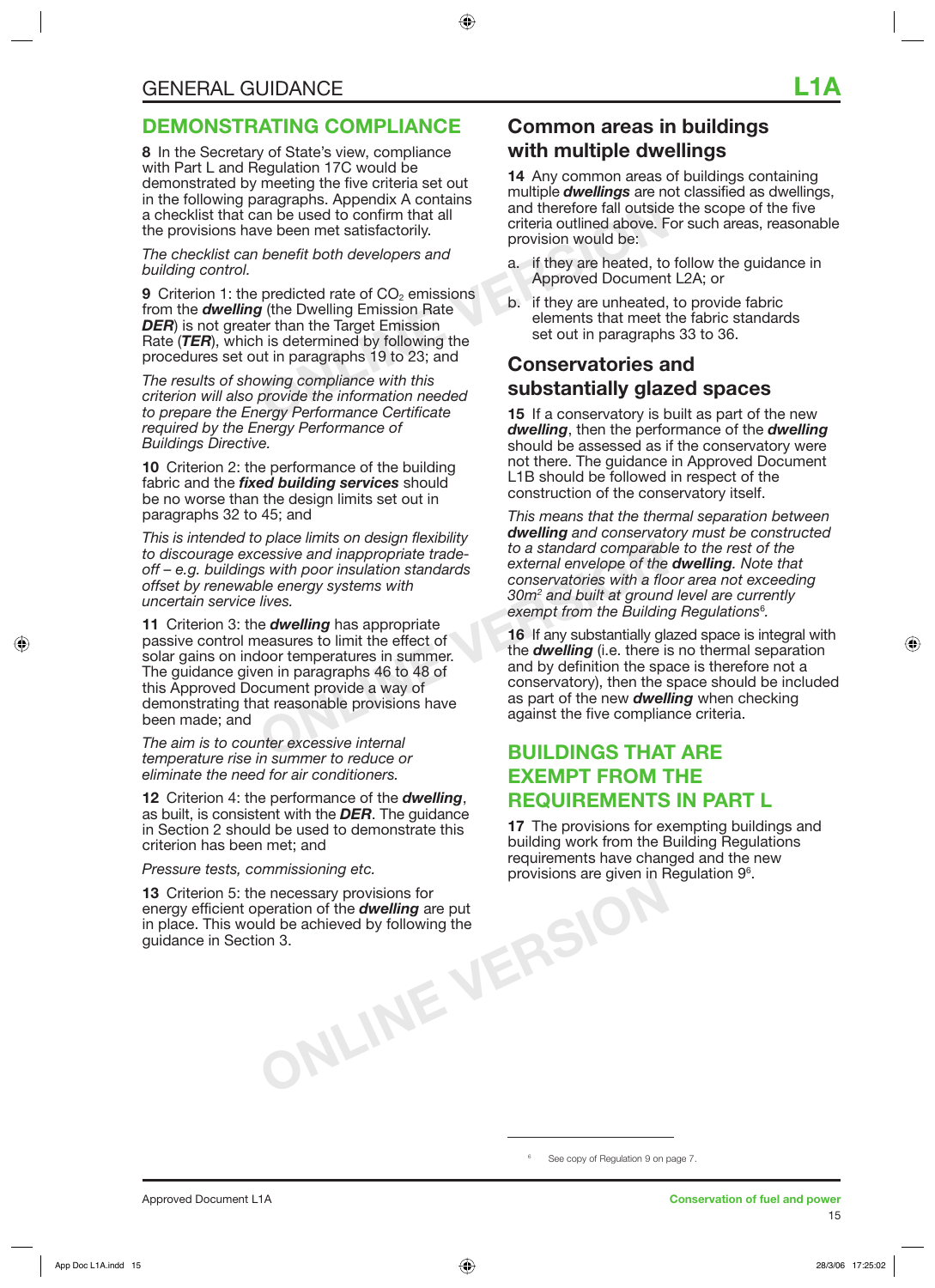# DEMONSTRATING COMPLIANCE

**8** In the Secretary of State's view, compliance with Part L and Regulation 17C would be demonstrated by meeting the five criteria set out in the following paragraphs. Appendix A contains a checklist that can be used to confirm that all the provisions have been met satisfactorily.

*The checklist can benefit both developers and building control.*

**9** Criterion 1: the predicted rate of $CO_2$ emissions from the ***dwelling*** (the Dwelling Emission Rate ***DER***) is not greater than the Target Emission Rate (***TER***), which is determined by following the procedures set out in paragraphs 19 to 23; and

*The results of showing compliance with this criterion will also provide the information needed to prepare the Energy Performance Certificate required by the Energy Performance of Buildings Directive.*

**10** Criterion 2: the performance of the building fabric and the ***fixed building services*** should be no worse than the design limits set out in paragraphs 32 to 45; and

*This is intended to place limits on design flexibility to discourage excessive and inappropriate trade-off – e.g. buildings with poor insulation standards offset by renewable energy systems with uncertain service lives.*

**11** Criterion 3: the ***dwelling*** has appropriate passive control measures to limit the effect of solar gains on indoor temperatures in summer. The guidance given in paragraphs 46 to 48 of this Approved Document provide a way of demonstrating that reasonable provisions have been made; and

*The aim is to counter excessive internal temperature rise in summer to reduce or eliminate the need for air conditioners.*

**12** Criterion 4: the performance of the ***dwelling***, as built, is consistent with the ***DER***. The guidance in Section 2 should be used to demonstrate this criterion has been met; and

*Pressure tests, commissioning etc.*

**13** Criterion 5: the necessary provisions for energy efficient operation of the ***dwelling*** are put in place. This would be achieved by following the guidance in Section 3.

## Common areas in buildings with multiple dwellings

**14** Any common areas of buildings containing multiple ***dwellings*** are not classified as dwellings, and therefore fall outside the scope of the five criteria outlined above. For such areas, reasonable provision would be:

a. if they are heated, to follow the guidance in Approved Document L2A; or

b. if they are unheated, to provide fabric elements that meet the fabric standards set out in paragraphs 33 to 36.

## Conservatories and substantially glazed spaces

**15** If a conservatory is built as part of the new ***dwelling***, then the performance of the ***dwelling*** should be assessed as if the conservatory were not there. The guidance in Approved Document L1B should be followed in respect of the construction of the conservatory itself.

*This means that the thermal separation between **dwelling** and conservatory must be constructed to a standard comparable to the rest of the external envelope of the **dwelling**. Note that conservatories with a floor area not exceeding 30m² and built at ground level are currently exempt from the Building Regulations[6].*

**16** If any substantially glazed space is integral with the ***dwelling*** (i.e. there is no thermal separation and by definition the space is therefore not a conservatory), then the space should be included as part of the new ***dwelling*** when checking against the five compliance criteria.

# BUILDINGS THAT ARE EXEMPT FROM THE REQUIREMENTS IN PART L

**17** The provisions for exempting buildings and building work from the Building Regulations requirements have changed and the new provisions are given in Regulation 9[6].

[6] See copy of Regulation 9 on page 7.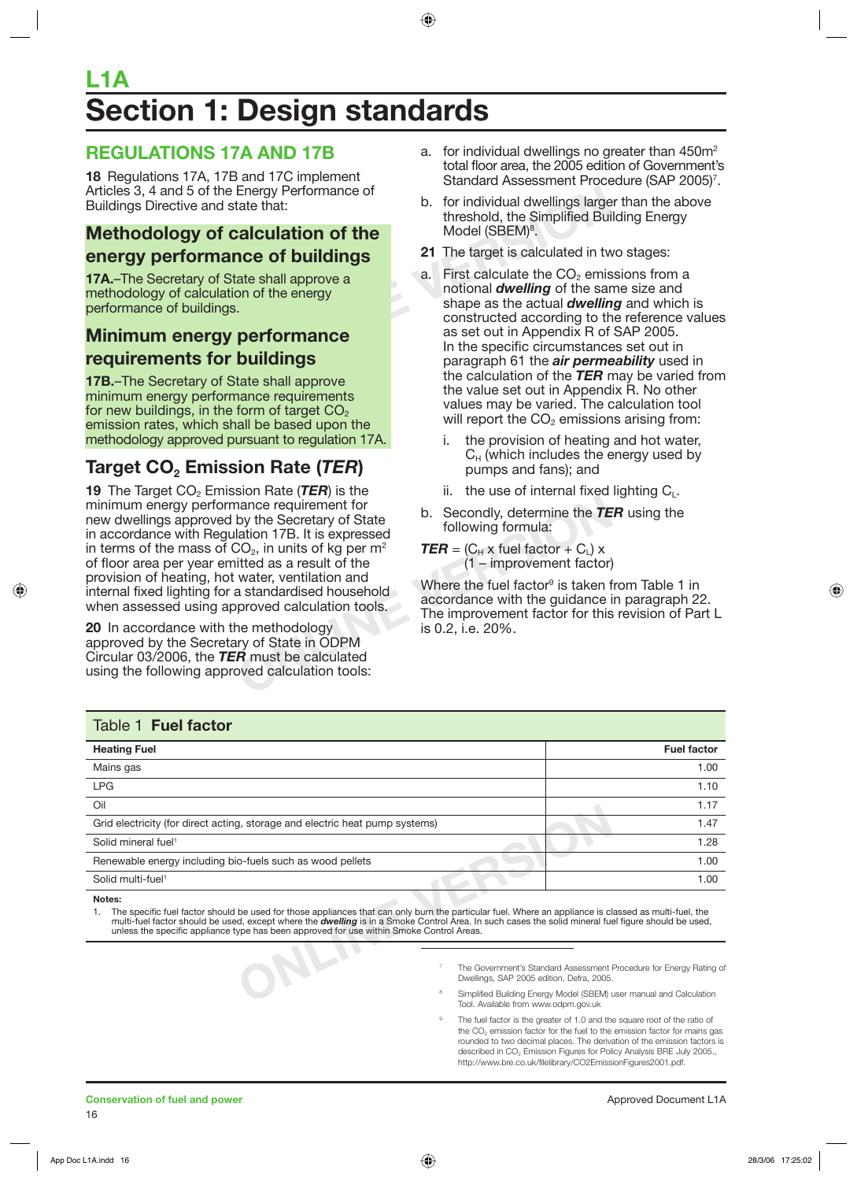# L1A

# Section 1: Design standards

## REGULATIONS 17A AND 17B

**18** Regulations 17A, 17B and 17C implement Articles 3, 4 and 5 of the Energy Performance of Buildings Directive and state that:

### Methodology of calculation of the energy performance of buildings

**17A.**–The Secretary of State shall approve a methodology of calculation of the energy performance of buildings.

### Minimum energy performance requirements for buildings

**17B.**–The Secretary of State shall approve minimum energy performance requirements for new buildings, in the form of target $CO_2$ emission rates, which shall be based upon the methodology approved pursuant to regulation 17A.

## Target $CO_2$ Emission Rate (*TER*)

**19** The Target $CO_2$ Emission Rate (***TER***) is the minimum energy performance requirement for new dwellings approved by the Secretary of State in accordance with Regulation 17B. It is expressed in terms of the mass of $CO_2$, in units of kg per $m^2$ of floor area per year emitted as a result of the provision of heating, hot water, ventilation and internal fixed lighting for a standardised household when assessed using approved calculation tools.

**20** In accordance with the methodology approved by the Secretary of State in ODPM Circular 03/2006, the ***TER*** must be calculated using the following approved calculation tools:

a. for individual dwellings no greater than 450$m^2$ total floor area, the 2005 edition of Government's Standard Assessment Procedure (SAP 2005)[7].

b. for individual dwellings larger than the above threshold, the Simplified Building Energy Model (SBEM)[8].

**21** The target is calculated in two stages:

a. First calculate the $CO_2$ emissions from a notional ***dwelling*** of the same size and shape as the actual ***dwelling*** and which is constructed according to the reference values as set out in Appendix R of SAP 2005. In the specific circumstances set out in paragraph 61 the ***air permeability*** used in the calculation of the ***TER*** may be varied from the value set out in Appendix R. No other values may be varied. The calculation tool will report the $CO_2$ emissions arising from:

   i. the provision of heating and hot water, $C_H$ (which includes the energy used by pumps and fans); and

   ii. the use of internal fixed lighting $C_L$.

b. Secondly, determine the ***TER*** using the following formula:

***TER*** = ($C_H$ x fuel factor + $C_L$) x (1 – improvement factor)

Where the fuel factor[9] is taken from Table 1 in accordance with the guidance in paragraph 22. The improvement factor for this revision of Part L is 0.2, i.e. 20%.

**Table 1 Fuel factor**

| Heating Fuel | Fuel factor |
|---|---|
| Mains gas | 1.00 |
| LPG | 1.10 |
| Oil | 1.17 |
| Grid electricity (for direct acting, storage and electric heat pump systems) | 1.47 |
| Solid mineral fuel[1] | 1.28 |
| Renewable energy including bio-fuels such as wood pellets | 1.00 |
| Solid multi-fuel[1] | 1.00 |

**Notes:**

1. The specific fuel factor should be used for those appliances that can only burn the particular fuel. Where an appliance is classed as multi-fuel, the multi-fuel factor should be used, except where the ***dwelling*** is in a Smoke Control Area. In such cases the solid mineral fuel figure should be used, unless the specific appliance type has been approved for use within Smoke Control Areas.

---

[7] The Government's Standard Assessment Procedure for Energy Rating of Dwellings, SAP 2005 edition, Defra, 2005.

[8] Simplified Building Energy Model (SBEM) user manual and Calculation Tool. Available from www.odpm.gov.uk

[9] The fuel factor is the greater of 1.0 and the square root of the ratio of the $CO_2$ emission factor for the fuel to the emission factor for mains gas rounded to two decimal places. The derivation of the emission factors is described in $CO_2$ Emission Figures for Policy Analysis BRE July 2005., http://www.bre.co.uk/filelibrary/CO2EmissionFigures2001.pdf.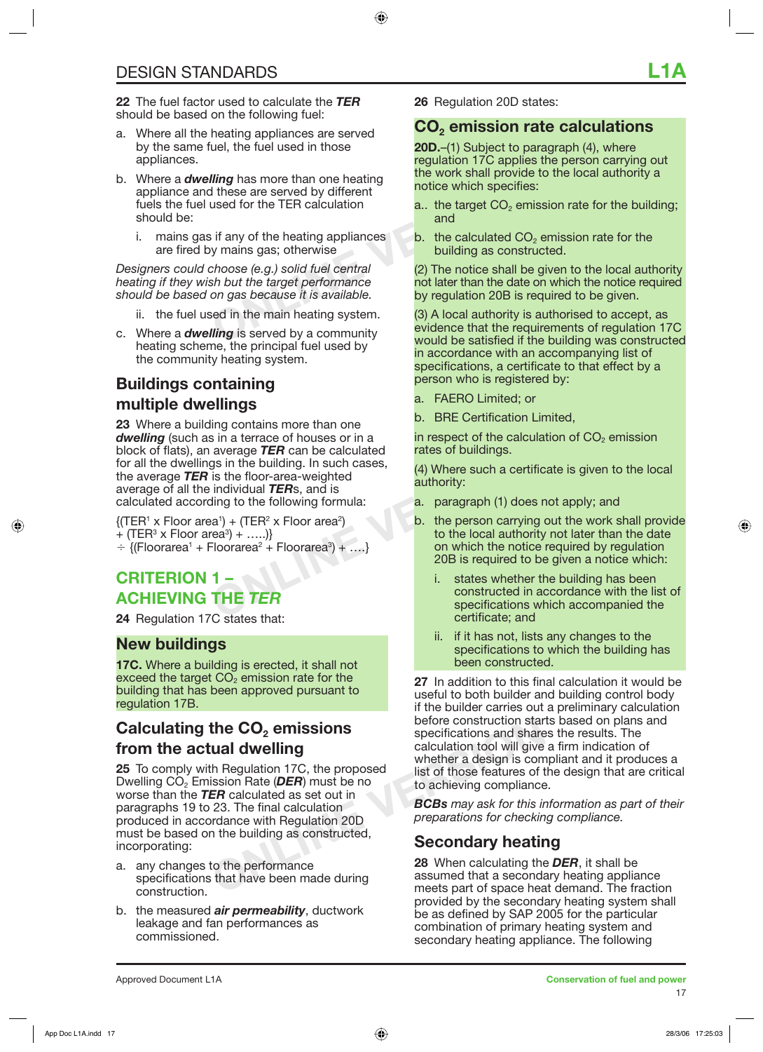**22** The fuel factor used to calculate the ***TER*** should be based on the following fuel:

a. Where all the heating appliances are served by the same fuel, the fuel used in those appliances.

b. Where a ***dwelling*** has more than one heating appliance and these are served by different fuels the fuel used for the TER calculation should be:

   i. mains gas if any of the heating appliances are fired by mains gas; otherwise

*Designers could choose (e.g.) solid fuel central heating if they wish but the target performance should be based on gas because it is available.*

   ii. the fuel used in the main heating system.

c. Where a ***dwelling*** is served by a community heating scheme, the principal fuel used by the community heating system.

## Buildings containing multiple dwellings

**23** Where a building contains more than one ***dwelling*** (such as in a terrace of houses or in a block of flats), an average ***TER*** can be calculated for all the dwellings in the building. In such cases, the average ***TER*** is the floor-area-weighted average of all the individual ***TER***s, and is calculated according to the following formula:

$$\{(TER^1 \times \text{Floor area}^1) + (TER^2 \times \text{Floor area}^2) + (TER^3 \times \text{Floor area}^3) + \ldots\} \div \{(\text{Floorarea}^1 + \text{Floorarea}^2 + \text{Floorarea}^3) + \ldots\}$$

## CRITERION 1 – ACHIEVING THE *TER*

**24** Regulation 17C states that:

### New buildings

**17C.** Where a building is erected, it shall not exceed the target $CO_2$ emission rate for the building that has been approved pursuant to regulation 17B.

## Calculating the $CO_2$ emissions from the actual dwelling

**25** To comply with Regulation 17C, the proposed Dwelling $CO_2$ Emission Rate (***DER***) must be no worse than the ***TER*** calculated as set out in paragraphs 19 to 23. The final calculation produced in accordance with Regulation 20D must be based on the building as constructed, incorporating:

a. any changes to the performance specifications that have been made during construction.

b. the measured ***air permeability***, ductwork leakage and fan performances as commissioned.

**26** Regulation 20D states:

### $CO_2$ emission rate calculations

**20D.**–(1) Subject to paragraph (4), where regulation 17C applies the person carrying out the work shall provide to the local authority a notice which specifies:

a.. the target $CO_2$ emission rate for the building; and

b. the calculated $CO_2$ emission rate for the building as constructed.

(2) The notice shall be given to the local authority not later than the date on which the notice required by regulation 20B is required to be given.

(3) A local authority is authorised to accept, as evidence that the requirements of regulation 17C would be satisfied if the building was constructed in accordance with an accompanying list of specifications, a certificate to that effect by a person who is registered by:

a. FAERO Limited; or

b. BRE Certification Limited,

in respect of the calculation of $CO_2$ emission rates of buildings.

(4) Where such a certificate is given to the local authority:

a. paragraph (1) does not apply; and

b. the person carrying out the work shall provide to the local authority not later than the date on which the notice required by regulation 20B is required to be given a notice which:

   i. states whether the building has been constructed in accordance with the list of specifications which accompanied the certificate; and

   ii. if it has not, lists any changes to the specifications to which the building has been constructed.

**27** In addition to this final calculation it would be useful to both builder and building control body if the builder carries out a preliminary calculation before construction starts based on plans and specifications and shares the results. The calculation tool will give a firm indication of whether a design is compliant and it produces a list of those features of the design that are critical to achieving compliance.

***BCBs*** *may ask for this information as part of their preparations for checking compliance.*

## Secondary heating

**28** When calculating the ***DER***, it shall be assumed that a secondary heating appliance meets part of space heat demand. The fraction provided by the secondary heating system shall be as defined by SAP 2005 for the particular combination of primary heating system and secondary heating appliance. The following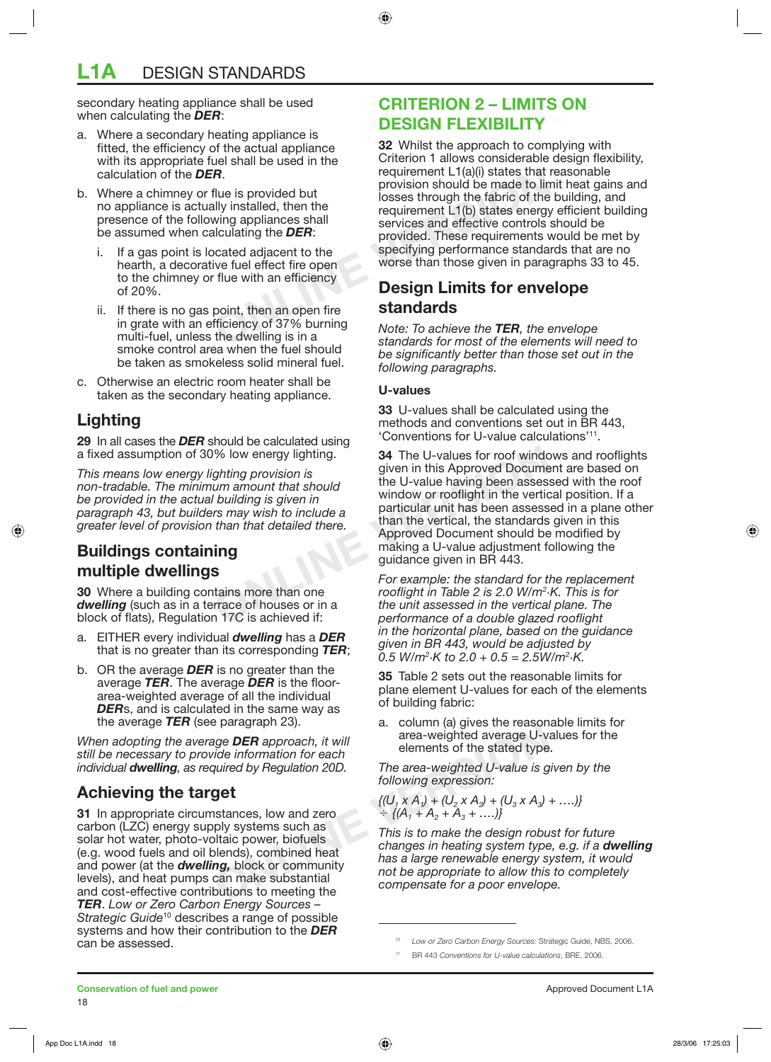secondary heating appliance shall be used when calculating the ***DER***:

a. Where a secondary heating appliance is fitted, the efficiency of the actual appliance with its appropriate fuel shall be used in the calculation of the ***DER***.

b. Where a chimney or flue is provided but no appliance is actually installed, then the presence of the following appliances shall be assumed when calculating the ***DER***:

   i. If a gas point is located adjacent to the hearth, a decorative fuel effect fire open to the chimney or flue with an efficiency of 20%.

   ii. If there is no gas point, then an open fire in grate with an efficiency of 37% burning multi-fuel, unless the dwelling is in a smoke control area when the fuel should be taken as smokeless solid mineral fuel.

c. Otherwise an electric room heater shall be taken as the secondary heating appliance.

## Lighting

**29** In all cases the ***DER*** should be calculated using a fixed assumption of 30% low energy lighting.

*This means low energy lighting provision is non-tradable. The minimum amount that should be provided in the actual building is given in paragraph 43, but builders may wish to include a greater level of provision than that detailed there.*

## Buildings containing multiple dwellings

**30** Where a building contains more than one ***dwelling*** (such as in a terrace of houses or in a block of flats), Regulation 17C is achieved if:

a. EITHER every individual ***dwelling*** has a ***DER*** that is no greater than its corresponding ***TER***;

b. OR the average ***DER*** is no greater than the average ***TER***. The average ***DER*** is the floor-area-weighted average of all the individual ***DER***s, and is calculated in the same way as the average ***TER*** (see paragraph 23).

*When adopting the average **DER** approach, it will still be necessary to provide information for each individual **dwelling**, as required by Regulation 20D.*

## Achieving the target

**31** In appropriate circumstances, low and zero carbon (LZC) energy supply systems such as solar hot water, photo-voltaic power, biofuels (e.g. wood fuels and oil blends), combined heat and power (at the ***dwelling,*** block or community levels), and heat pumps can make substantial and cost-effective contributions to meeting the ***TER***. *Low or Zero Carbon Energy Sources – Strategic Guide*[10] describes a range of possible systems and how their contribution to the ***DER*** can be assessed.

# CRITERION 2 – LIMITS ON DESIGN FLEXIBILITY

**32** Whilst the approach to complying with Criterion 1 allows considerable design flexibility, requirement L1(a)(i) states that reasonable provision should be made to limit heat gains and losses through the fabric of the building, and requirement L1(b) states energy efficient building services and effective controls should be provided. These requirements would be met by specifying performance standards that are no worse than those given in paragraphs 33 to 45.

## Design Limits for envelope standards

*Note: To achieve the **TER**, the envelope standards for most of the elements will need to be significantly better than those set out in the following paragraphs.*

### U-values

**33** U-values shall be calculated using the methods and conventions set out in BR 443, 'Conventions for U-value calculations'[11].

**34** The U-values for roof windows and rooflights given in this Approved Document are based on the U-value having been assessed with the roof window or rooflight in the vertical position. If a particular unit has been assessed in a plane other than the vertical, the standards given in this Approved Document should be modified by making a U-value adjustment following the guidance given in BR 443.

*For example: the standard for the replacement rooflight in Table 2 is 2.0 W/m²·K. This is for the unit assessed in the vertical plane. The performance of a double glazed rooflight in the horizontal plane, based on the guidance given in BR 443, would be adjusted by 0.5 W/m²·K to 2.0 + 0.5 = 2.5W/m²·K.*

**35** Table 2 sets out the reasonable limits for plane element U-values for each of the elements of building fabric:

a. column (a) gives the reasonable limits for area-weighted average U-values for the elements of the stated type.

*The area-weighted U-value is given by the following expression:*

$$\{(U_1 \times A_1) + (U_2 \times A_2) + (U_3 \times A_3) + \ldots\} \div \{(A_1 + A_2 + A_3 + \ldots)\}$$

*This is to make the design robust for future changes in heating system type, e.g. if a **dwelling** has a large renewable energy system, it would not be appropriate to allow this to completely compensate for a poor envelope.*

[10] *Low or Zero Carbon Energy Sources:* Strategic Guide, NBS, 2006.

[11] BR 443 *Conventions for U-value calculations*, BRE, 2006.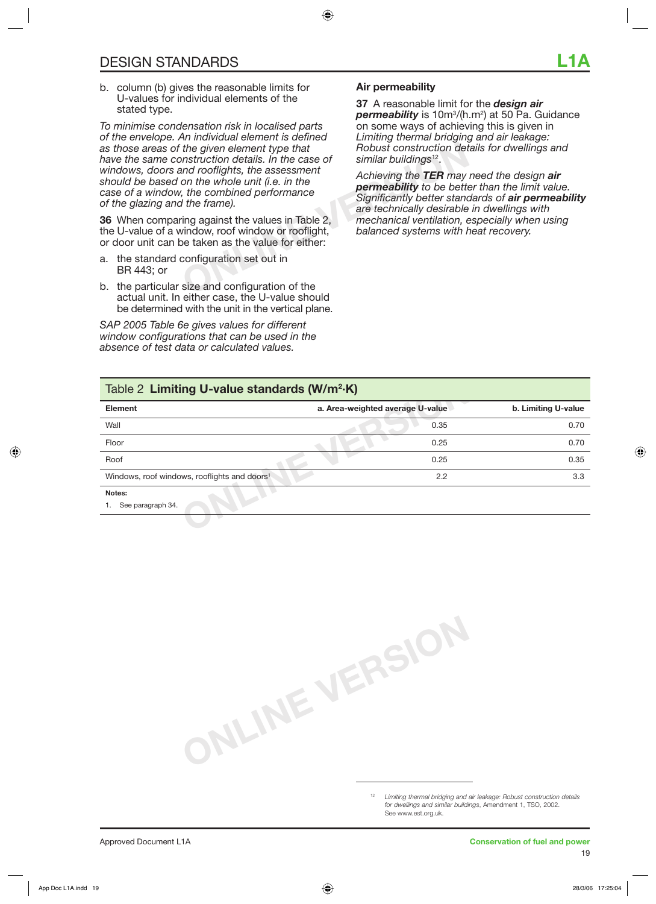b. column (b) gives the reasonable limits for U-values for individual elements of the stated type.

*To minimise condensation risk in localised parts of the envelope. An individual element is defined as those areas of the given element type that have the same construction details. In the case of windows, doors and rooflights, the assessment should be based on the whole unit (i.e. in the case of a window, the combined performance of the glazing and the frame).*

**36** When comparing against the values in Table 2, the U-value of a window, roof window or rooflight, or door unit can be taken as the value for either:

a. the standard configuration set out in BR 443; or

b. the particular size and configuration of the actual unit. In either case, the U-value should be determined with the unit in the vertical plane.

*SAP 2005 Table 6e gives values for different window configurations that can be used in the absence of test data or calculated values.*

### Air permeability

**37** A reasonable limit for the ***design air permeability*** is $10 m^3/(h.m^2)$ at 50 Pa. Guidance on some ways of achieving this is given in *Limiting thermal bridging and air leakage: Robust construction details for dwellings and similar buildings*[12].

*Achieving the **TER** may need the design **air permeability** to be better than the limit value. Significantly better standards of **air permeability** are technically desirable in dwellings with mechanical ventilation, especially when using balanced systems with heat recovery.*

Table 2 **Limiting U-value standards ($W/m^2 \cdot K$)**

| Element | a. Area-weighted average U-value | b. Limiting U-value |
|---|---|---|
| Wall | 0.35 | 0.70 |
| Floor | 0.25 | 0.70 |
| Roof | 0.25 | 0.35 |
| Windows, roof windows, rooflights and doors[1] | 2.2 | 3.3 |

**Notes:**

1. See paragraph 34.

[12] *Limiting thermal bridging and air leakage: Robust construction details for dwellings and similar buildings*, Amendment 1, TSO, 2002. See www.est.org.uk.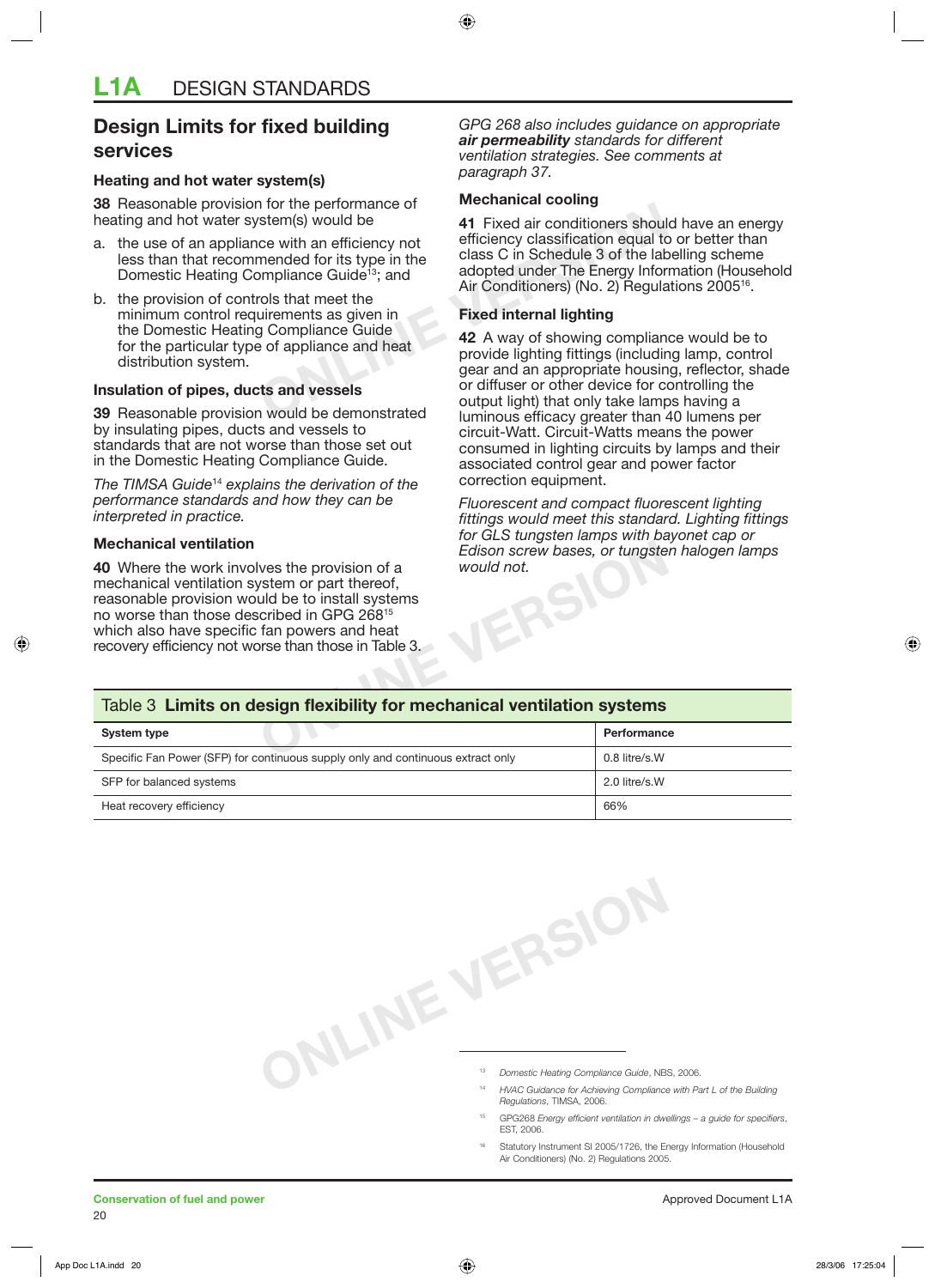## Design Limits for fixed building services

### Heating and hot water system(s)

**38** Reasonable provision for the performance of heating and hot water system(s) would be

a. the use of an appliance with an efficiency not less than that recommended for its type in the Domestic Heating Compliance Guide[13]; and

b. the provision of controls that meet the minimum control requirements as given in the Domestic Heating Compliance Guide for the particular type of appliance and heat distribution system.

### Insulation of pipes, ducts and vessels

**39** Reasonable provision would be demonstrated by insulating pipes, ducts and vessels to standards that are not worse than those set out in the Domestic Heating Compliance Guide.

*The TIMSA Guide[14] explains the derivation of the performance standards and how they can be interpreted in practice.*

### Mechanical ventilation

**40** Where the work involves the provision of a mechanical ventilation system or part thereof, reasonable provision would be to install systems no worse than those described in GPG 268[15] which also have specific fan powers and heat recovery efficiency not worse than those in Table 3.

*GPG 268 also includes guidance on appropriate **air permeability** standards for different ventilation strategies. See comments at paragraph 37.*

### Mechanical cooling

**41** Fixed air conditioners should have an energy efficiency classification equal to or better than class C in Schedule 3 of the labelling scheme adopted under The Energy Information (Household Air Conditioners) (No. 2) Regulations 2005[16].

### Fixed internal lighting

**42** A way of showing compliance would be to provide lighting fittings (including lamp, control gear and an appropriate housing, reflector, shade or diffuser or other device for controlling the output light) that only take lamps having a luminous efficacy greater than 40 lumens per circuit-Watt. Circuit-Watts means the power consumed in lighting circuits by lamps and their associated control gear and power factor correction equipment.

*Fluorescent and compact fluorescent lighting fittings would meet this standard. Lighting fittings for GLS tungsten lamps with bayonet cap or Edison screw bases, or tungsten halogen lamps would not.*

**Table 3 Limits on design flexibility for mechanical ventilation systems**

| System type | Performance |
|---|---|
| Specific Fan Power (SFP) for continuous supply only and continuous extract only | 0.8 litre/s.W |
| SFP for balanced systems | 2.0 litre/s.W |
| Heat recovery efficiency | 66% |

---

[13] *Domestic Heating Compliance Guide*, NBS, 2006.

[14] *HVAC Guidance for Achieving Compliance with Part L of the Building Regulations*, TIMSA, 2006.

[15] GPG268 *Energy efficient ventilation in dwellings – a guide for specifiers*, EST, 2006.

[16] Statutory Instrument SI 2005/1726, the Energy Information (Household Air Conditioners) (No. 2) Regulations 2005.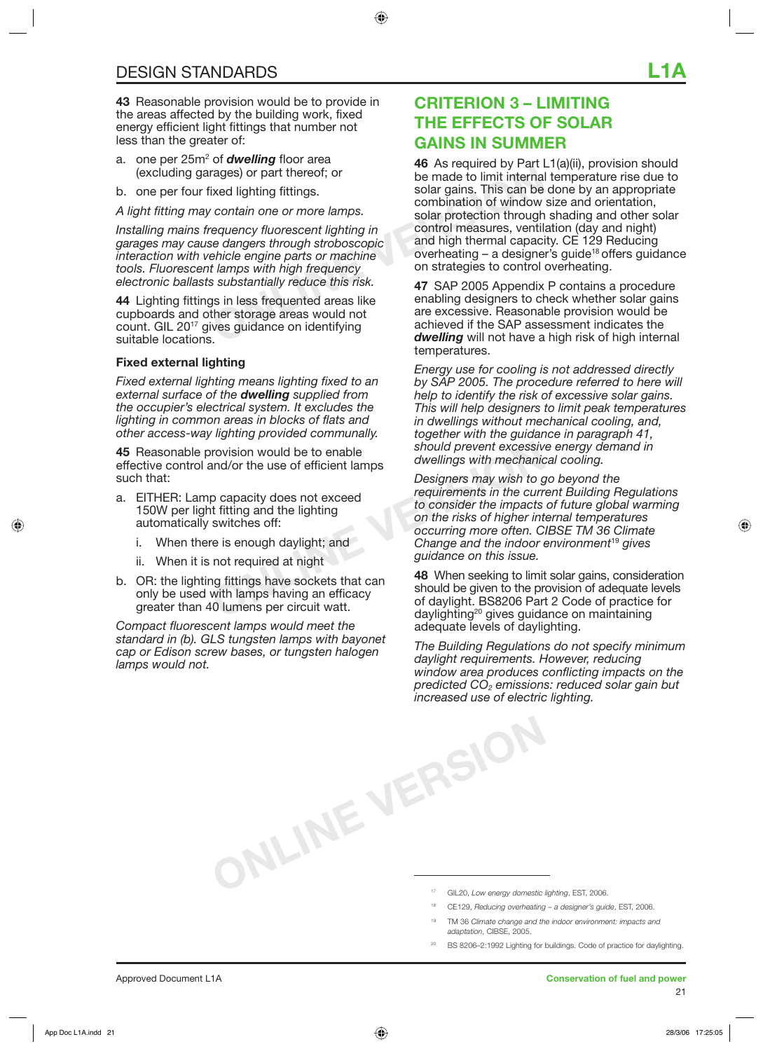**43** Reasonable provision would be to provide in the areas affected by the building work, fixed energy efficient light fittings that number not less than the greater of:

a. one per 25m² of ***dwelling*** floor area (excluding garages) or part thereof; or

b. one per four fixed lighting fittings.

*A light fitting may contain one or more lamps.*

*Installing mains frequency fluorescent lighting in garages may cause dangers through stroboscopic interaction with vehicle engine parts or machine tools. Fluorescent lamps with high frequency electronic ballasts substantially reduce this risk.*

**44** Lighting fittings in less frequented areas like cupboards and other storage areas would not count. GIL 20[17] gives guidance on identifying suitable locations.

### Fixed external lighting

*Fixed external lighting means lighting fixed to an external surface of the **dwelling** supplied from the occupier's electrical system. It excludes the lighting in common areas in blocks of flats and other access-way lighting provided communally.*

**45** Reasonable provision would be to enable effective control and/or the use of efficient lamps such that:

a. EITHER: Lamp capacity does not exceed 150W per light fitting and the lighting automatically switches off:

   i. When there is enough daylight; and

   ii. When it is not required at night

b. OR: the lighting fittings have sockets that can only be used with lamps having an efficacy greater than 40 lumens per circuit watt.

*Compact fluorescent lamps would meet the standard in (b). GLS tungsten lamps with bayonet cap or Edison screw bases, or tungsten halogen lamps would not.*

## CRITERION 3 – LIMITING THE EFFECTS OF SOLAR GAINS IN SUMMER

**46** As required by Part L1(a)(ii), provision should be made to limit internal temperature rise due to solar gains. This can be done by an appropriate combination of window size and orientation, solar protection through shading and other solar control measures, ventilation (day and night) and high thermal capacity. CE 129 Reducing overheating – a designer's guide[18] offers guidance on strategies to control overheating.

**47** SAP 2005 Appendix P contains a procedure enabling designers to check whether solar gains are excessive. Reasonable provision would be achieved if the SAP assessment indicates the ***dwelling*** will not have a high risk of high internal temperatures.

*Energy use for cooling is not addressed directly by SAP 2005. The procedure referred to here will help to identify the risk of excessive solar gains. This will help designers to limit peak temperatures in dwellings without mechanical cooling, and, together with the guidance in paragraph 41, should prevent excessive energy demand in dwellings with mechanical cooling.*

*Designers may wish to go beyond the requirements in the current Building Regulations to consider the impacts of future global warming on the risks of higher internal temperatures occurring more often. CIBSE TM 36 Climate Change and the indoor environment[19] gives guidance on this issue.*

**48** When seeking to limit solar gains, consideration should be given to the provision of adequate levels of daylight. BS8206 Part 2 Code of practice for daylighting[20] gives guidance on maintaining adequate levels of daylighting.

*The Building Regulations do not specify minimum daylight requirements. However, reducing window area produces conflicting impacts on the predicted $CO_2$ emissions: reduced solar gain but increased use of electric lighting.*

---

[17] GIL20, *Low energy domestic lighting*, EST, 2006.

[18] CE129, *Reducing overheating – a designer's guide*, EST, 2006.

[19] TM 36 *Climate change and the indoor environment: impacts and adaptation*, CIBSE, 2005.

[20] BS 8206–2:1992 Lighting for buildings. Code of practice for daylighting.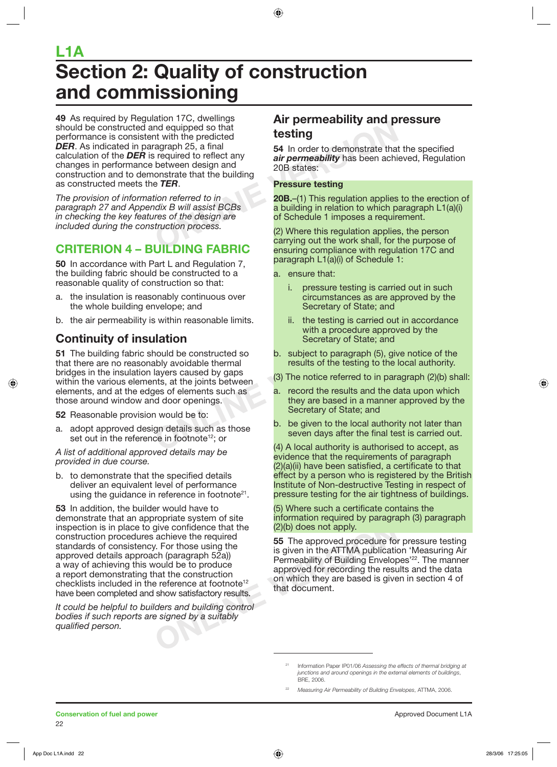# L1A

# Section 2: Quality of construction and commissioning

**49** As required by Regulation 17C, dwellings should be constructed and equipped so that performance is consistent with the predicted ***DER***. As indicated in paragraph 25, a final calculation of the ***DER*** is required to reflect any changes in performance between design and construction and to demonstrate that the building as constructed meets the ***TER***.

*The provision of information referred to in paragraph 27 and Appendix B will assist BCBs in checking the key features of the design are included during the construction process.*

## CRITERION 4 – BUILDING FABRIC

**50** In accordance with Part L and Regulation 7, the building fabric should be constructed to a reasonable quality of construction so that:

a. the insulation is reasonably continuous over the whole building envelope; and

b. the air permeability is within reasonable limits.

### Continuity of insulation

**51** The building fabric should be constructed so that there are no reasonably avoidable thermal bridges in the insulation layers caused by gaps within the various elements, at the joints between elements, and at the edges of elements such as those around window and door openings.

**52** Reasonable provision would be to:

a. adopt approved design details such as those set out in the reference in footnote[12]; or

*A list of additional approved details may be provided in due course.*

b. to demonstrate that the specified details deliver an equivalent level of performance using the guidance in reference in footnote[21].

**53** In addition, the builder would have to demonstrate that an appropriate system of site inspection is in place to give confidence that the construction procedures achieve the required standards of consistency. For those using the approved details approach (paragraph 52a)) a way of achieving this would be to produce a report demonstrating that the construction checklists included in the reference at footnote[12] have been completed and show satisfactory results.

*It could be helpful to builders and building control bodies if such reports are signed by a suitably qualified person.*

### Air permeability and pressure testing

**54** In order to demonstrate that the specified ***air permeability*** has been achieved, Regulation 20B states:

**Pressure testing**

**20B.**–(1) This regulation applies to the erection of a building in relation to which paragraph L1(a)(i) of Schedule 1 imposes a requirement.

(2) Where this regulation applies, the person carrying out the work shall, for the purpose of ensuring compliance with regulation 17C and paragraph L1(a)(i) of Schedule 1:

a. ensure that:

   i. pressure testing is carried out in such circumstances as are approved by the Secretary of State; and

   ii. the testing is carried out in accordance with a procedure approved by the Secretary of State; and

b. subject to paragraph (5), give notice of the results of the testing to the local authority.

(3) The notice referred to in paragraph (2)(b) shall:

a. record the results and the data upon which they are based in a manner approved by the Secretary of State; and

b. be given to the local authority not later than seven days after the final test is carried out.

(4) A local authority is authorised to accept, as evidence that the requirements of paragraph (2)(a)(ii) have been satisfied, a certificate to that effect by a person who is registered by the British Institute of Non-destructive Testing in respect of pressure testing for the air tightness of buildings.

(5) Where such a certificate contains the information required by paragraph (3) paragraph (2)(b) does not apply.

**55** The approved procedure for pressure testing is given in the ATTMA publication 'Measuring Air Permeability of Building Envelopes'[22]. The manner approved for recording the results and the data on which they are based is given in section 4 of that document.

---

[21] Information Paper IP01/06 *Assessing the effects of thermal bridging at junctions and around openings in the external elements of buildings*, BRE, 2006.

[22] *Measuring Air Permeability of Building Envelopes*, ATTMA, 2006.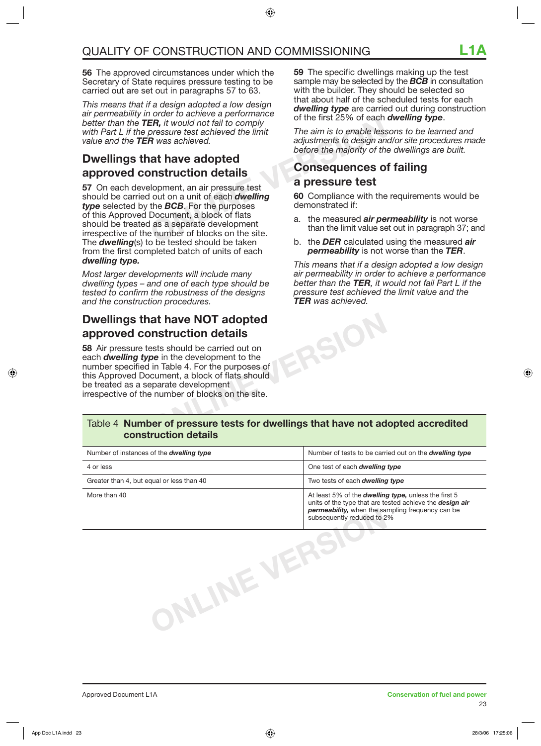**56** The approved circumstances under which the Secretary of State requires pressure testing to be carried out are set out in paragraphs 57 to 63.

*This means that if a design adopted a low design air permeability in order to achieve a performance better than the **TER,** it would not fail to comply with Part L if the pressure test achieved the limit value and the **TER** was achieved.*

## Dwellings that have adopted approved construction details

**57** On each development, an air pressure test should be carried out on a unit of each ***dwelling type*** selected by the ***BCB***. For the purposes of this Approved Document, a block of flats should be treated as a separate development irrespective of the number of blocks on the site. The ***dwelling***(s) to be tested should be taken from the first completed batch of units of each ***dwelling type.***

*Most larger developments will include many dwelling types – and one of each type should be tested to confirm the robustness of the designs and the construction procedures.*

## Dwellings that have NOT adopted approved construction details

**58** Air pressure tests should be carried out on each ***dwelling type*** in the development to the number specified in Table 4. For the purposes of this Approved Document, a block of flats should be treated as a separate development irrespective of the number of blocks on the site.

**59** The specific dwellings making up the test sample may be selected by the ***BCB*** in consultation with the builder. They should be selected so that about half of the scheduled tests for each ***dwelling type*** are carried out during construction of the first 25% of each ***dwelling type***.

*The aim is to enable lessons to be learned and adjustments to design and/or site procedures made before the majority of the dwellings are built.*

## Consequences of failing a pressure test

**60** Compliance with the requirements would be demonstrated if:

a. the measured ***air permeability*** is not worse than the limit value set out in paragraph 37; and

b. the ***DER*** calculated using the measured ***air permeability*** is not worse than the ***TER***.

*This means that if a design adopted a low design air permeability in order to achieve a performance better than the **TER**, it would not fail Part L if the pressure test achieved the limit value and the **TER** was achieved.*

Table 4 **Number of pressure tests for dwellings that have not adopted accredited construction details**

| Number of instances of the ***dwelling type*** | Number of tests to be carried out on the ***dwelling type*** |
|---|---|
| 4 or less | One test of each ***dwelling type*** |
| Greater than 4, but equal or less than 40 | Two tests of each ***dwelling type*** |
| More than 40 | At least 5% of the ***dwelling type,*** unless the first 5 units of the type that are tested achieve the ***design air permeability,*** when the sampling frequency can be subsequently reduced to 2% |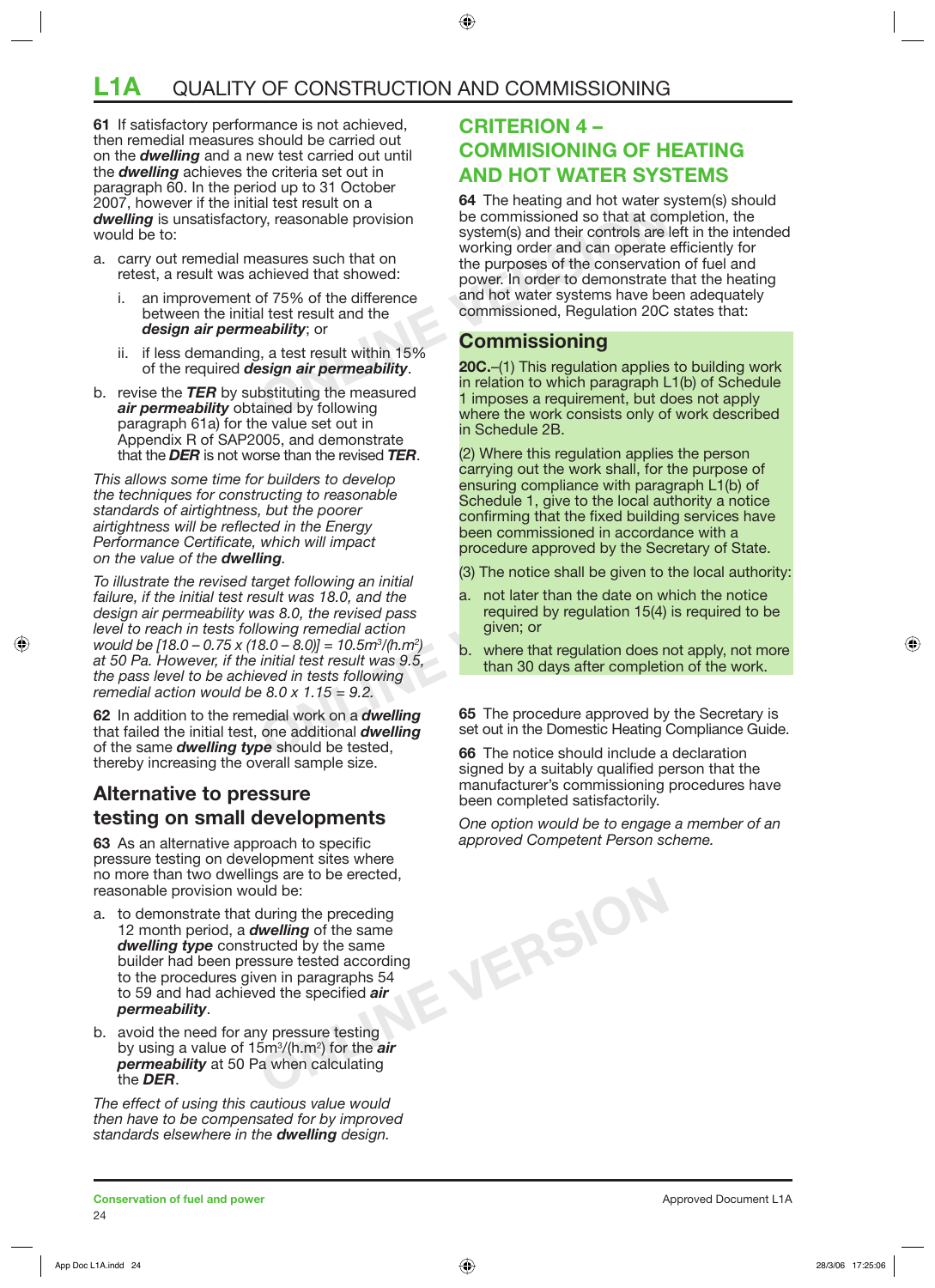# L1A QUALITY OF CONSTRUCTION AND COMMISSIONING

**61** If satisfactory performance is not achieved, then remedial measures should be carried out on the ***dwelling*** and a new test carried out until the ***dwelling*** achieves the criteria set out in paragraph 60. In the period up to 31 October 2007, however if the initial test result on a ***dwelling*** is unsatisfactory, reasonable provision would be to:

a. carry out remedial measures such that on retest, a result was achieved that showed:

   i. an improvement of 75% of the difference between the initial test result and the ***design air permeability***; or

   ii. if less demanding, a test result within 15% of the required ***design air permeability***.

b. revise the ***TER*** by substituting the measured ***air permeability*** obtained by following paragraph 61a) for the value set out in Appendix R of SAP2005, and demonstrate that the ***DER*** is not worse than the revised ***TER***.

*This allows some time for builders to develop the techniques for constructing to reasonable standards of airtightness, but the poorer airtightness will be reflected in the Energy Performance Certificate, which will impact on the value of the* ***dwelling****.*

*To illustrate the revised target following an initial failure, if the initial test result was 18.0, and the design air permeability was 8.0, the revised pass level to reach in tests following remedial action would be [18.0 – 0.75 x (18.0 – 8.0)] = 10.5m³/(h.m²) at 50 Pa. However, if the initial test result was 9.5, the pass level to be achieved in tests following remedial action would be 8.0 x 1.15 = 9.2.*

**62** In addition to the remedial work on a ***dwelling*** that failed the initial test, one additional ***dwelling*** of the same ***dwelling type*** should be tested, thereby increasing the overall sample size.

## Alternative to pressure testing on small developments

**63** As an alternative approach to specific pressure testing on development sites where no more than two dwellings are to be erected, reasonable provision would be:

a. to demonstrate that during the preceding 12 month period, a ***dwelling*** of the same ***dwelling type*** constructed by the same builder had been pressure tested according to the procedures given in paragraphs 54 to 59 and had achieved the specified ***air permeability***.

b. avoid the need for any pressure testing by using a value of 15m³/(h.m²) for the ***air permeability*** at 50 Pa when calculating the ***DER***.

*The effect of using this cautious value would then have to be compensated for by improved standards elsewhere in the* ***dwelling*** *design.*

## CRITERION 4 – COMMISIONING OF HEATING AND HOT WATER SYSTEMS

**64** The heating and hot water system(s) should be commissioned so that at completion, the system(s) and their controls are left in the intended working order and can operate efficiently for the purposes of the conservation of fuel and power. In order to demonstrate that the heating and hot water systems have been adequately commissioned, Regulation 20C states that:

### Commissioning

**20C.**–(1) This regulation applies to building work in relation to which paragraph L1(b) of Schedule 1 imposes a requirement, but does not apply where the work consists only of work described in Schedule 2B.

(2) Where this regulation applies the person carrying out the work shall, for the purpose of ensuring compliance with paragraph L1(b) of Schedule 1, give to the local authority a notice confirming that the fixed building services have been commissioned in accordance with a procedure approved by the Secretary of State.

(3) The notice shall be given to the local authority:

a. not later than the date on which the notice required by regulation 15(4) is required to be given; or

b. where that regulation does not apply, not more than 30 days after completion of the work.

**65** The procedure approved by the Secretary is set out in the Domestic Heating Compliance Guide.

**66** The notice should include a declaration signed by a suitably qualified person that the manufacturer's commissioning procedures have been completed satisfactorily.

*One option would be to engage a member of an approved Competent Person scheme.*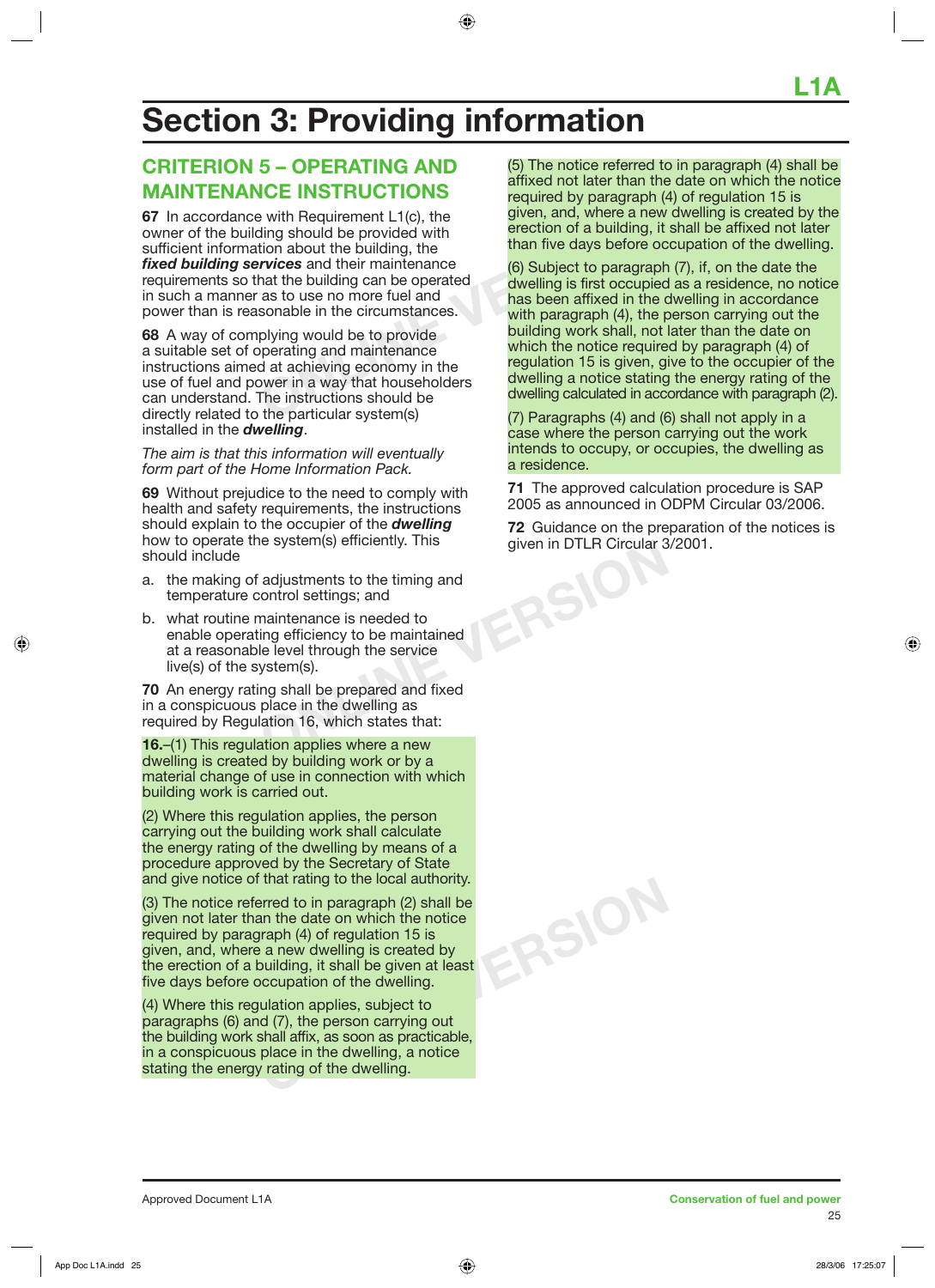# Section 3: Providing information

## CRITERION 5 – OPERATING AND MAINTENANCE INSTRUCTIONS

**67** In accordance with Requirement L1(c), the owner of the building should be provided with sufficient information about the building, the ***fixed building services*** and their maintenance requirements so that the building can be operated in such a manner as to use no more fuel and power than is reasonable in the circumstances.

**68** A way of complying would be to provide a suitable set of operating and maintenance instructions aimed at achieving economy in the use of fuel and power in a way that householders can understand. The instructions should be directly related to the particular system(s) installed in the ***dwelling***.

*The aim is that this information will eventually form part of the Home Information Pack.*

**69** Without prejudice to the need to comply with health and safety requirements, the instructions should explain to the occupier of the ***dwelling*** how to operate the system(s) efficiently. This should include

a. the making of adjustments to the timing and temperature control settings; and

b. what routine maintenance is needed to enable operating efficiency to be maintained at a reasonable level through the service live(s) of the system(s).

**70** An energy rating shall be prepared and fixed in a conspicuous place in the dwelling as required by Regulation 16, which states that:

**16.**–(1) This regulation applies where a new dwelling is created by building work or by a material change of use in connection with which building work is carried out.

(2) Where this regulation applies, the person carrying out the building work shall calculate the energy rating of the dwelling by means of a procedure approved by the Secretary of State and give notice of that rating to the local authority.

(3) The notice referred to in paragraph (2) shall be given not later than the date on which the notice required by paragraph (4) of regulation 15 is given, and, where a new dwelling is created by the erection of a building, it shall be given at least five days before occupation of the dwelling.

(4) Where this regulation applies, subject to paragraphs (6) and (7), the person carrying out the building work shall affix, as soon as practicable, in a conspicuous place in the dwelling, a notice stating the energy rating of the dwelling.

(5) The notice referred to in paragraph (4) shall be affixed not later than the date on which the notice required by paragraph (4) of regulation 15 is given, and, where a new dwelling is created by the erection of a building, it shall be affixed not later than five days before occupation of the dwelling.

(6) Subject to paragraph (7), if, on the date the dwelling is first occupied as a residence, no notice has been affixed in the dwelling in accordance with paragraph (4), the person carrying out the building work shall, not later than the date on which the notice required by paragraph (4) of regulation 15 is given, give to the occupier of the dwelling a notice stating the energy rating of the dwelling calculated in accordance with paragraph (2).

(7) Paragraphs (4) and (6) shall not apply in a case where the person carrying out the work intends to occupy, or occupies, the dwelling as a residence.

**71** The approved calculation procedure is SAP 2005 as announced in ODPM Circular 03/2006.

**72** Guidance on the preparation of the notices is given in DTLR Circular 3/2001.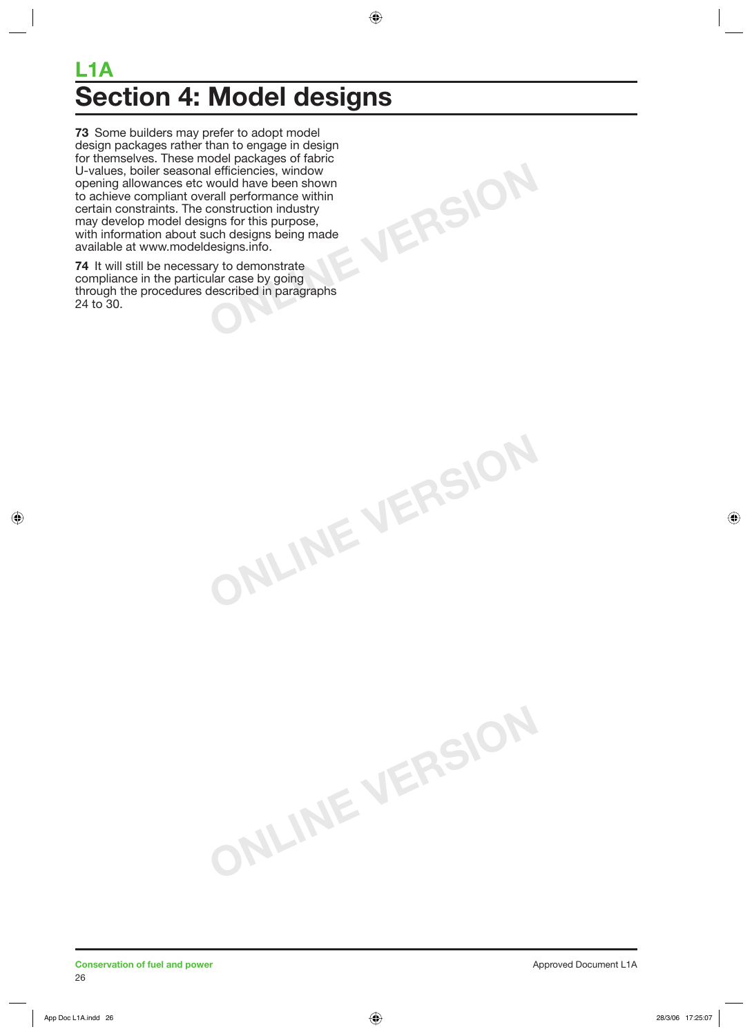# L1A

# Section 4: Model designs

**73** Some builders may prefer to adopt model design packages rather than to engage in design for themselves. These model packages of fabric U-values, boiler seasonal efficiencies, window opening allowances etc would have been shown to achieve compliant overall performance within certain constraints. The construction industry may develop model designs for this purpose, with information about such designs being made available at www.modeldesigns.info.

**74** It will still be necessary to demonstrate compliance in the particular case by going through the procedures described in paragraphs 24 to 30.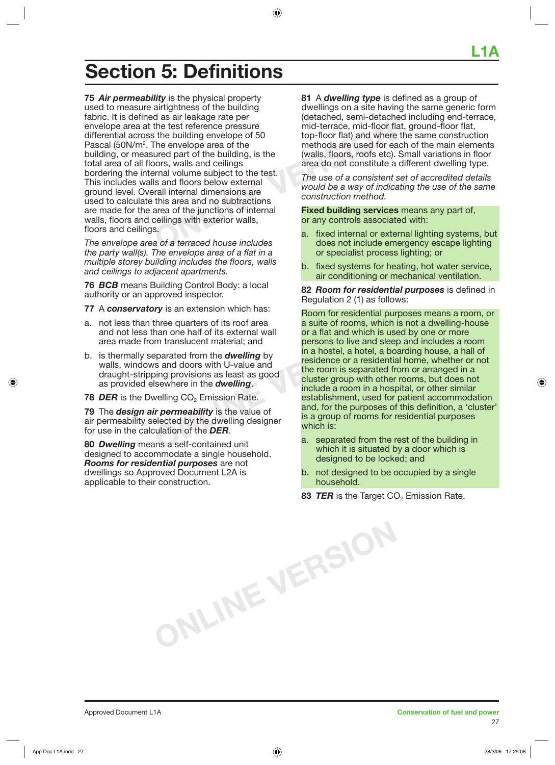# Section 5: Definitions

**75** ***Air permeability*** is the physical property used to measure airtightness of the building fabric. It is defined as air leakage rate per envelope area at the test reference pressure differential across the building envelope of 50 Pascal (50N/$m^2$. The envelope area of the building, or measured part of the building, is the total area of all floors, walls and ceilings bordering the internal volume subject to the test. This includes walls and floors below external ground level. Overall internal dimensions are used to calculate this area and no subtractions are made for the area of the junctions of internal walls, floors and ceilings with exterior walls, floors and ceilings.

*The envelope area of a terraced house includes the party wall(s). The envelope area of a flat in a multiple storey building includes the floors, walls and ceilings to adjacent apartments.*

**76** ***BCB*** means Building Control Body: a local authority or an approved inspector.

**77** A ***conservatory*** is an extension which has:

a. not less than three quarters of its roof area and not less than one half of its external wall area made from translucent material; and

b. is thermally separated from the ***dwelling*** by walls, windows and doors with U-value and draught-stripping provisions as least as good as provided elsewhere in the ***dwelling***.

**78** ***DER*** is the Dwelling $CO_2$ Emission Rate.

**79** The ***design air permeability*** is the value of air permeability selected by the dwelling designer for use in the calculation of the ***DER***.

**80** ***Dwelling*** means a self-contained unit designed to accommodate a single household. ***Rooms for residential purposes*** are not dwellings so Approved Document L2A is applicable to their construction.

**81** A ***dwelling type*** is defined as a group of dwellings on a site having the same generic form (detached, semi-detached including end-terrace, mid-terrace, mid-floor flat, ground-floor flat, top-floor flat) and where the same construction methods are used for each of the main elements (walls, floors, roofs etc). Small variations in floor area do not constitute a different dwelling type.

*The use of a consistent set of accredited details would be a way of indicating the use of the same construction method.*

**Fixed building services** means any part of, or any controls associated with:

a. fixed internal or external lighting systems, but does not include emergency escape lighting or specialist process lighting; or

b. fixed systems for heating, hot water service, air conditioning or mechanical ventilation.

**82** ***Room for residential purposes*** is defined in Regulation 2 (1) as follows:

Room for residential purposes means a room, or a suite of rooms, which is not a dwelling-house or a flat and which is used by one or more persons to live and sleep and includes a room in a hostel, a hotel, a boarding house, a hall of residence or a residential home, whether or not the room is separated from or arranged in a cluster group with other rooms, but does not include a room in a hospital, or other similar establishment, used for patient accommodation and, for the purposes of this definition, a 'cluster' is a group of rooms for residential purposes which is:

a. separated from the rest of the building in which it is situated by a door which is designed to be locked; and

b. not designed to be occupied by a single household.

**83** ***TER*** is the Target $CO_2$ Emission Rate.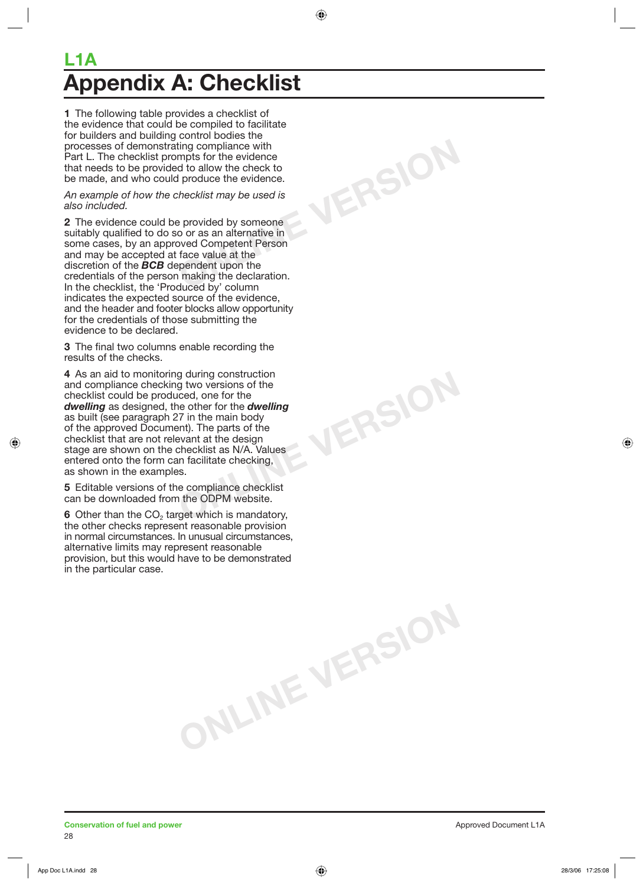# L1A

# Appendix A: Checklist

**1** The following table provides a checklist of the evidence that could be compiled to facilitate for builders and building control bodies the processes of demonstrating compliance with Part L. The checklist prompts for the evidence that needs to be provided to allow the check to be made, and who could produce the evidence.

*An example of how the checklist may be used is also included.*

**2** The evidence could be provided by someone suitably qualified to do so or as an alternative in some cases, by an approved Competent Person and may be accepted at face value at the discretion of the ***BCB*** dependent upon the credentials of the person making the declaration. In the checklist, the 'Produced by' column indicates the expected source of the evidence, and the header and footer blocks allow opportunity for the credentials of those submitting the evidence to be declared.

**3** The final two columns enable recording the results of the checks.

**4** As an aid to monitoring during construction and compliance checking two versions of the checklist could be produced, one for the ***dwelling*** as designed, the other for the ***dwelling*** as built (see paragraph 27 in the main body of the approved Document). The parts of the checklist that are not relevant at the design stage are shown on the checklist as N/A. Values entered onto the form can facilitate checking, as shown in the examples.

**5** Editable versions of the compliance checklist can be downloaded from the ODPM website.

**6** Other than the $CO_2$ target which is mandatory, the other checks represent reasonable provision in normal circumstances. In unusual circumstances, alternative limits may represent reasonable provision, but this would have to be demonstrated in the particular case.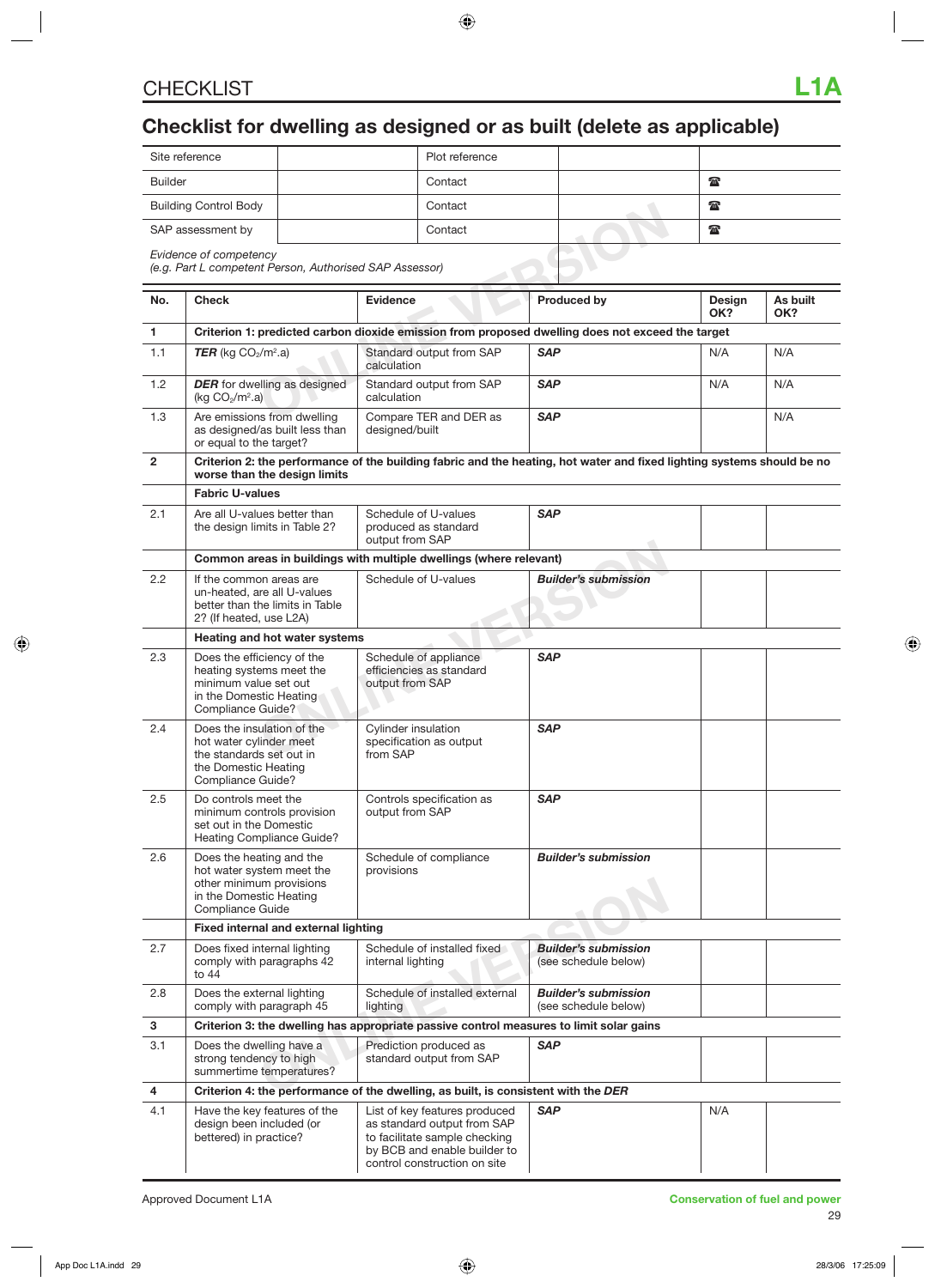# CHECKLIST

## Checklist for dwelling as designed or as built (delete as applicable)

| Site reference | | Plot reference | | |
|---|---|---|---|---|
| Builder | | Contact | | ☎ |
| Building Control Body | | Contact | | ☎ |
| SAP assessment by | | Contact | | ☎ |

*Evidence of competency*
*(e.g. Part L competent Person, Authorised SAP Assessor)*

| No. | Check | Evidence | Produced by | Design OK? | As built OK? |
|---|---|---|---|---|---|
| **1** | **Criterion 1: predicted carbon dioxide emission from proposed dwelling does not exceed the target** | | | | |
| 1.1 | ***TER*** (kg $CO_2/m^2$.a) | Standard output from SAP calculation | ***SAP*** | N/A | N/A |
| 1.2 | ***DER*** for dwelling as designed (kg $CO_2/m^2$.a) | Standard output from SAP calculation | ***SAP*** | N/A | N/A |
| 1.3 | Are emissions from dwelling as designed/as built less than or equal to the target? | Compare TER and DER as designed/built | ***SAP*** | | N/A |
| **2** | **Criterion 2: the performance of the building fabric and the heating, hot water and fixed lighting systems should be no worse than the design limits** | | | | |
| | **Fabric U-values** | | | | |
| 2.1 | Are all U-values better than the design limits in Table 2? | Schedule of U-values produced as standard output from SAP | ***SAP*** | | |
| | **Common areas in buildings with multiple dwellings (where relevant)** | | | | |
| 2.2 | If the common areas are un-heated, are all U-values better than the limits in Table 2? (If heated, use L2A) | Schedule of U-values | ***Builder's submission*** | | |
| | **Heating and hot water systems** | | | | |
| 2.3 | Does the efficiency of the heating systems meet the minimum value set out in the Domestic Heating Compliance Guide? | Schedule of appliance efficiencies as standard output from SAP | ***SAP*** | | |
| 2.4 | Does the insulation of the hot water cylinder meet the standards set out in the Domestic Heating Compliance Guide? | Cylinder insulation specification as output from SAP | ***SAP*** | | |
| 2.5 | Do controls meet the minimum controls provision set out in the Domestic Heating Compliance Guide? | Controls specification as output from SAP | ***SAP*** | | |
| 2.6 | Does the heating and the hot water system meet the other minimum provisions in the Domestic Heating Compliance Guide | Schedule of compliance provisions | ***Builder's submission*** | | |
| | **Fixed internal and external lighting** | | | | |
| 2.7 | Does fixed internal lighting comply with paragraphs 42 to 44 | Schedule of installed fixed internal lighting | ***Builder's submission*** (see schedule below) | | |
| 2.8 | Does the external lighting comply with paragraph 45 | Schedule of installed external lighting | ***Builder's submission*** (see schedule below) | | |
| **3** | **Criterion 3: the dwelling has appropriate passive control measures to limit solar gains** | | | | |
| 3.1 | Does the dwelling have a strong tendency to high summertime temperatures? | Prediction produced as standard output from SAP | ***SAP*** | | |
| **4** | **Criterion 4: the performance of the dwelling, as built, is consistent with the *DER*** | | | | |
| 4.1 | Have the key features of the design been included (or bettered) in practice? | List of key features produced as standard output from SAP to facilitate sample checking by BCB and enable builder to control construction on site | ***SAP*** | N/A | |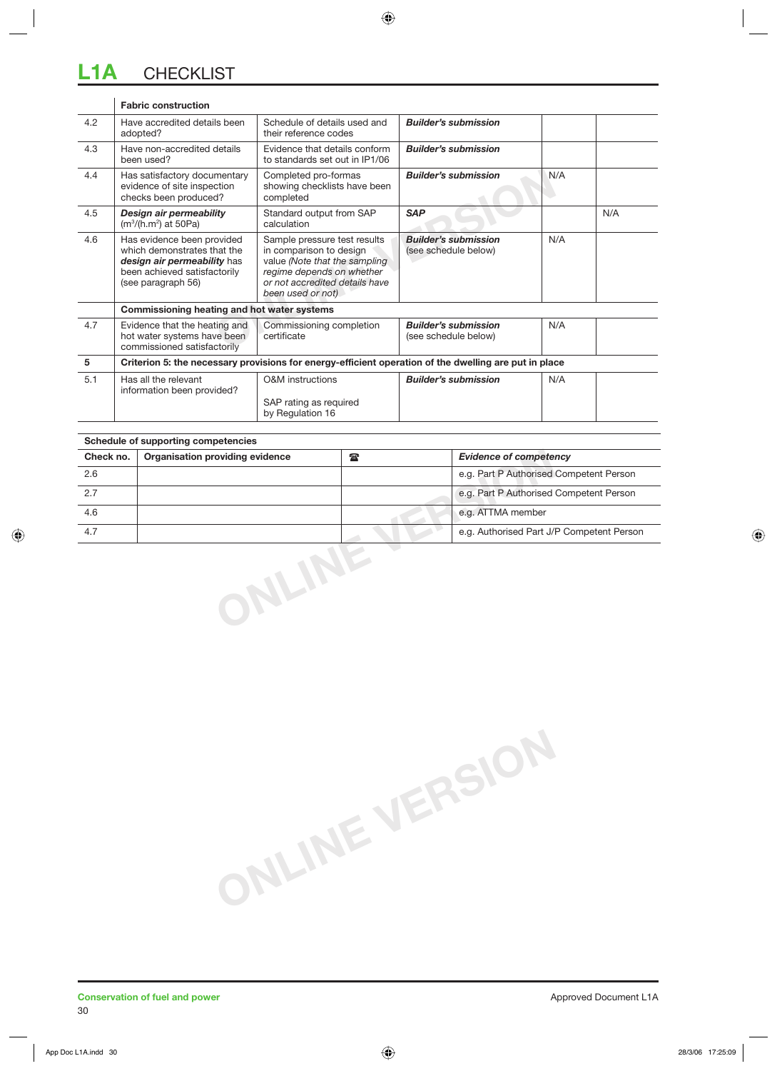# L1A CHECKLIST

| | | | | | |
|---|---|---|---|---|---|
| | **Fabric construction** | | | | |
| 4.2 | Have accredited details been adopted? | Schedule of details used and their reference codes | ***Builder's submission*** | | |
| 4.3 | Have non-accredited details been used? | Evidence that details conform to standards set out in IP1/06 | ***Builder's submission*** | | |
| 4.4 | Has satisfactory documentary evidence of site inspection checks been produced? | Completed pro-formas showing checklists have been completed | ***Builder's submission*** | N/A | |
| 4.5 | ***Design air permeability*** ($m^3/(h.m^2)$ at 50Pa) | Standard output from SAP calculation | ***SAP*** | | N/A |
| 4.6 | Has evidence been provided which demonstrates that the ***design air permeability*** has been achieved satisfactorily (see paragraph 56) | Sample pressure test results in comparison to design value *(Note that the sampling regime depends on whether or not accredited details have been used or not)* | ***Builder's submission*** (see schedule below) | N/A | |
| | **Commissioning heating and hot water systems** | | | | |
| 4.7 | Evidence that the heating and hot water systems have been commissioned satisfactorily | Commissioning completion certificate | ***Builder's submission*** (see schedule below) | N/A | |
| **5** | **Criterion 5: the necessary provisions for energy-efficient operation of the dwelling are put in place** | | | | |
| 5.1 | Has all the relevant information been provided? | O&M instructions<br><br>SAP rating as required by Regulation 16 | ***Builder's submission*** | N/A | |

**Schedule of supporting competencies**

| Check no. | Organisation providing evidence | ☎ | *Evidence of competency* |
|---|---|---|---|
| 2.6 | | | e.g. Part P Authorised Competent Person |
| 2.7 | | | e.g. Part P Authorised Competent Person |
| 4.6 | | | e.g. ATTMA member |
| 4.7 | | | e.g. Authorised Part J/P Competent Person |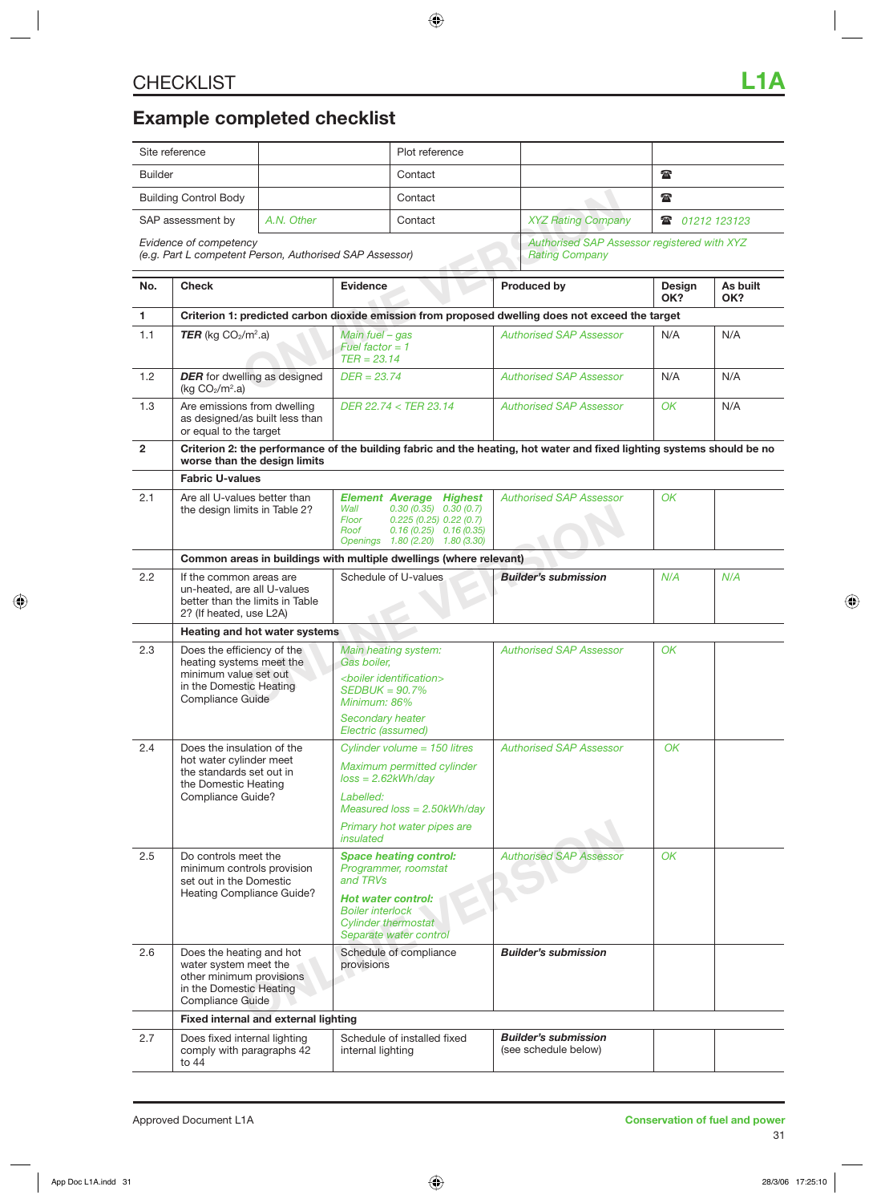# CHECKLIST

**L1A**

## Example completed checklist

| Site reference | | Plot reference | | |
|---|---|---|---|---|
| Builder | | Contact | | ☎ |
| Building Control Body | | Contact | | ☎ |
| SAP assessment by | *A.N. Other* | Contact | *XYZ Rating Company* | ☎ *01212 123123* |

Evidence of competency
(e.g. Part L competent Person, Authorised SAP Assessor)

*Authorised SAP Assessor registered with XYZ Rating Company*

| No. | Check | Evidence | Produced by | Design OK? | As built OK? |
|---|---|---|---|---|---|
| **1** | **Criterion 1: predicted carbon dioxide emission from proposed dwelling does not exceed the target** | | | | |
| 1.1 | ***TER*** (kg $CO_2$/m².a) | *Main fuel – gas*<br>*Fuel factor = 1*<br>*TER = 23.14* | *Authorised SAP Assessor* | N/A | N/A |
| 1.2 | ***DER*** for dwelling as designed (kg $CO_2$/m².a) | *DER = 23.74* | *Authorised SAP Assessor* | N/A | N/A |
| 1.3 | Are emissions from dwelling as designed/as built less than or equal to the target | *DER 22.74 < TER 23.14* | *Authorised SAP Assessor* | *OK* | N/A |
| **2** | **Criterion 2: the performance of the building fabric and the heating, hot water and fixed lighting systems should be no worse than the design limits** | | | | |
| | **Fabric U-values** | | | | |
| 2.1 | Are all U-values better than the design limits in Table 2? | ***Element Average Highest***<br>*Wall 0.30 (0.35) 0.30 (0.7)*<br>*Floor 0.225 (0.25) 0.22 (0.7)*<br>*Roof 0.16 (0.25) 0.16 (0.35)*<br>*Openings 1.80 (2.20) 1.80 (3.30)* | *Authorised SAP Assessor* | *OK* | |
| | **Common areas in buildings with multiple dwellings (where relevant)** | | | | |
| 2.2 | If the common areas are un-heated, are all U-values better than the limits in Table 2? (If heated, use L2A) | Schedule of U-values | ***Builder's submission*** | *N/A* | *N/A* |
| | **Heating and hot water systems** | | | | |
| 2.3 | Does the efficiency of the heating systems meet the minimum value set out in the Domestic Heating Compliance Guide | *Main heating system:*<br>*Gas boiler,*<br>*<boiler identification>*<br>*SEDBUK = 90.7%*<br>*Minimum: 86%*<br>*Secondary heater*<br>*Electric (assumed)* | *Authorised SAP Assessor* | *OK* | |
| 2.4 | Does the insulation of the hot water cylinder meet the standards set out in the Domestic Heating Compliance Guide? | *Cylinder volume = 150 litres*<br>*Maximum permitted cylinder loss = 2.62kWh/day*<br>*Labelled:*<br>*Measured loss = 2.50kWh/day*<br>*Primary hot water pipes are insulated* | *Authorised SAP Assessor* | *OK* | |
| 2.5 | Do controls meet the minimum controls provision set out in the Domestic Heating Compliance Guide? | ***Space heating control:***<br>*Programmer, roomstat and TRVs*<br>***Hot water control:***<br>*Boiler interlock*<br>*Cylinder thermostat*<br>*Separate water control* | *Authorised SAP Assessor* | *OK* | |
| 2.6 | Does the heating and hot water system meet the other minimum provisions in the Domestic Heating Compliance Guide | Schedule of compliance provisions | ***Builder's submission*** | | |
| | **Fixed internal and external lighting** | | | | |
| 2.7 | Does fixed internal lighting comply with paragraphs 42 to 44 | Schedule of installed fixed internal lighting | ***Builder's submission***<br>(see schedule below) | | |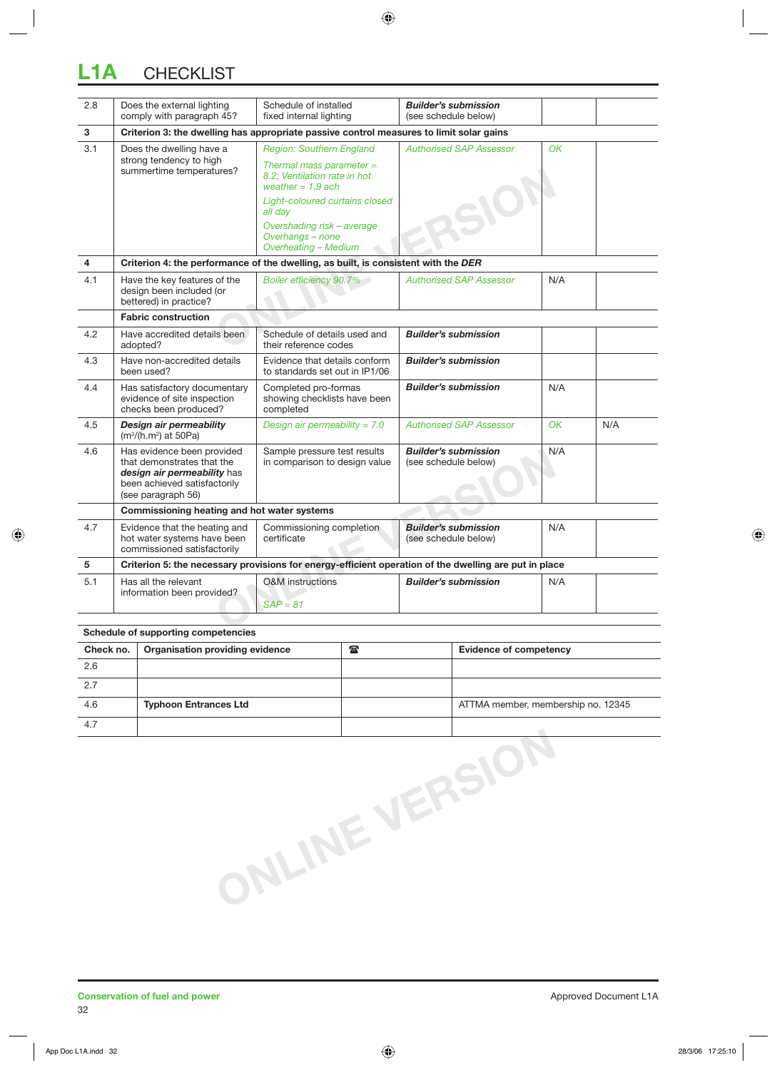# L1A CHECKLIST

| | | | | | |
|---|---|---|---|---|---|
| 2.8 | Does the external lighting comply with paragraph 45? | Schedule of installed fixed internal lighting | ***Builder's submission*** (see schedule below) | | |
| **3** | **Criterion 3: the dwelling has appropriate passive control measures to limit solar gains** | | | | |
| 3.1 | Does the dwelling have a strong tendency to high summertime temperatures? | *Region: Southern England* *Thermal mass parameter = 8.2; Ventilation rate in hot weather = 1.9 ach* *Light-coloured curtains closed all day* *Overshading risk – average* *Overhangs – none* *Overheating – Medium* | *Authorised SAP Assessor* | *OK* | |
| **4** | **Criterion 4: the performance of the dwelling, as built, is consistent with the *DER*** | | | | |
| 4.1 | Have the key features of the design been included (or bettered) in practice? | *Boiler efficiency 90.7%* | *Authorised SAP Assessor* | N/A | |
| | **Fabric construction** | | | | |
| 4.2 | Have accredited details been adopted? | Schedule of details used and their reference codes | ***Builder's submission*** | | |
| 4.3 | Have non-accredited details been used? | Evidence that details conform to standards set out in IP1/06 | ***Builder's submission*** | | |
| 4.4 | Has satisfactory documentary evidence of site inspection checks been produced? | Completed pro-formas showing checklists have been completed | ***Builder's submission*** | N/A | |
| 4.5 | ***Design air permeability*** ($m^3/(h.m^2)$ at 50Pa) | *Design air permeability = 7.0* | *Authorised SAP Assessor* | *OK* | N/A |
| 4.6 | Has evidence been provided that demonstrates that the ***design air permeability*** has been achieved satisfactorily (see paragraph 56) | Sample pressure test results in comparison to design value | ***Builder's submission*** (see schedule below) | N/A | |
| | **Commissioning heating and hot water systems** | | | | |
| 4.7 | Evidence that the heating and hot water systems have been commissioned satisfactorily | Commissioning completion certificate | ***Builder's submission*** (see schedule below) | N/A | |
| **5** | **Criterion 5: the necessary provisions for energy-efficient operation of the dwelling are put in place** | | | | |
| 5.1 | Has all the relevant information been provided? | O&M instructions *SAP = 81* | ***Builder's submission*** | N/A | |

**Schedule of supporting competencies**

| Check no. | Organisation providing evidence | ☎ | Evidence of competency |
|---|---|---|---|
| 2.6 | | | |
| 2.7 | | | |
| 4.6 | **Typhoon Entrances Ltd** | | ATTMA member, membership no. 12345 |
| 4.7 | | | |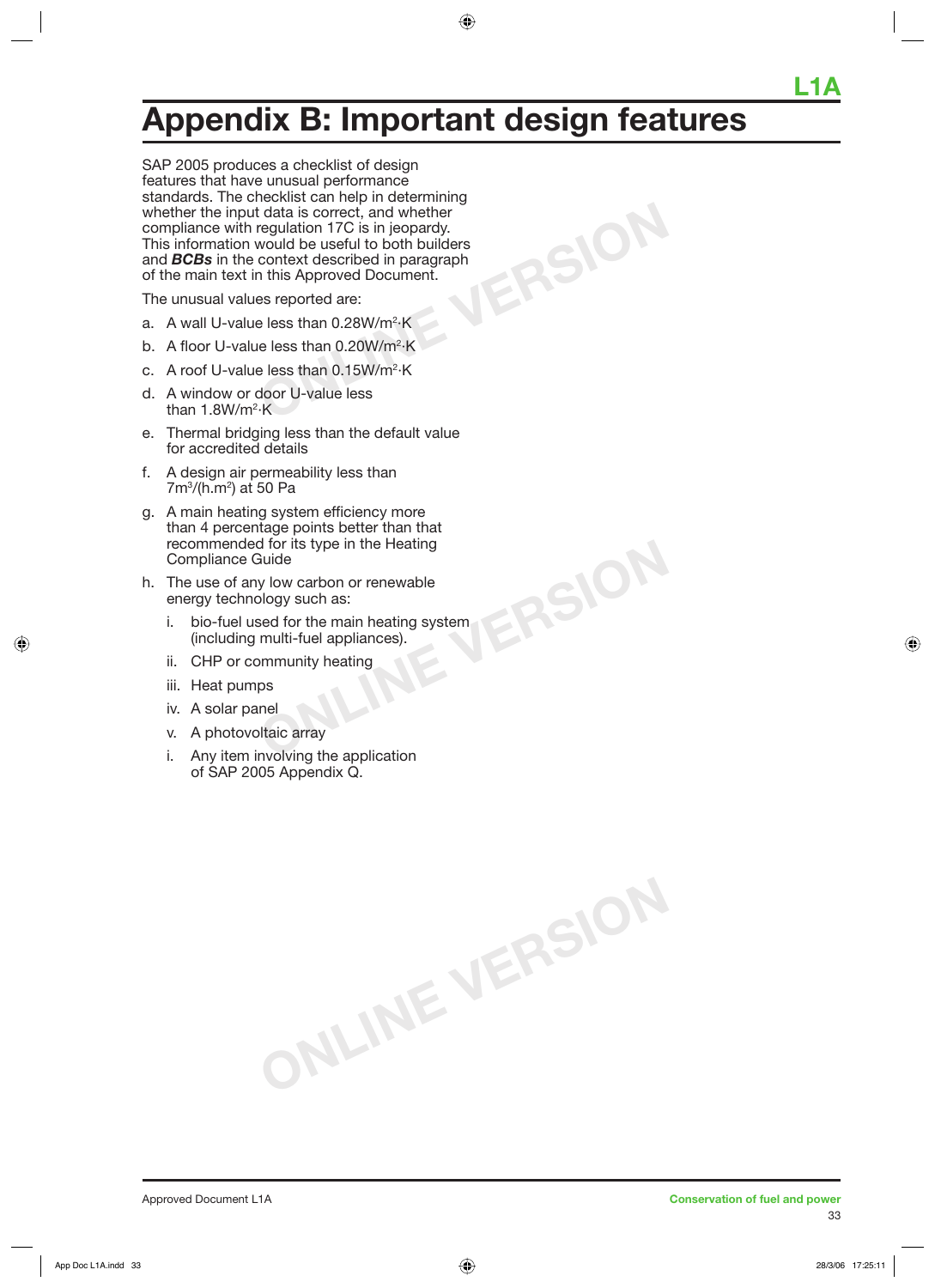# Appendix B: Important design features

SAP 2005 produces a checklist of design features that have unusual performance standards. The checklist can help in determining whether the input data is correct, and whether compliance with regulation 17C is in jeopardy. This information would be useful to both builders and ***BCBs*** in the context described in paragraph of the main text in this Approved Document.

The unusual values reported are:

a. A wall U-value less than $0.28 W/m^2{\cdot}K$

b. A floor U-value less than $0.20 W/m^2{\cdot}K$

c. A roof U-value less than $0.15 W/m^2{\cdot}K$

d. A window or door U-value less than $1.8 W/m^2{\cdot}K$

e. Thermal bridging less than the default value for accredited details

f. A design air permeability less than $7 m^3/(h.m^2)$ at 50 Pa

g. A main heating system efficiency more than 4 percentage points better than that recommended for its type in the Heating Compliance Guide

h. The use of any low carbon or renewable energy technology such as:

   i. bio-fuel used for the main heating system (including multi-fuel appliances).

   ii. CHP or community heating

   iii. Heat pumps

   iv. A solar panel

   v. A photovoltaic array

   i. Any item involving the application of SAP 2005 Appendix Q.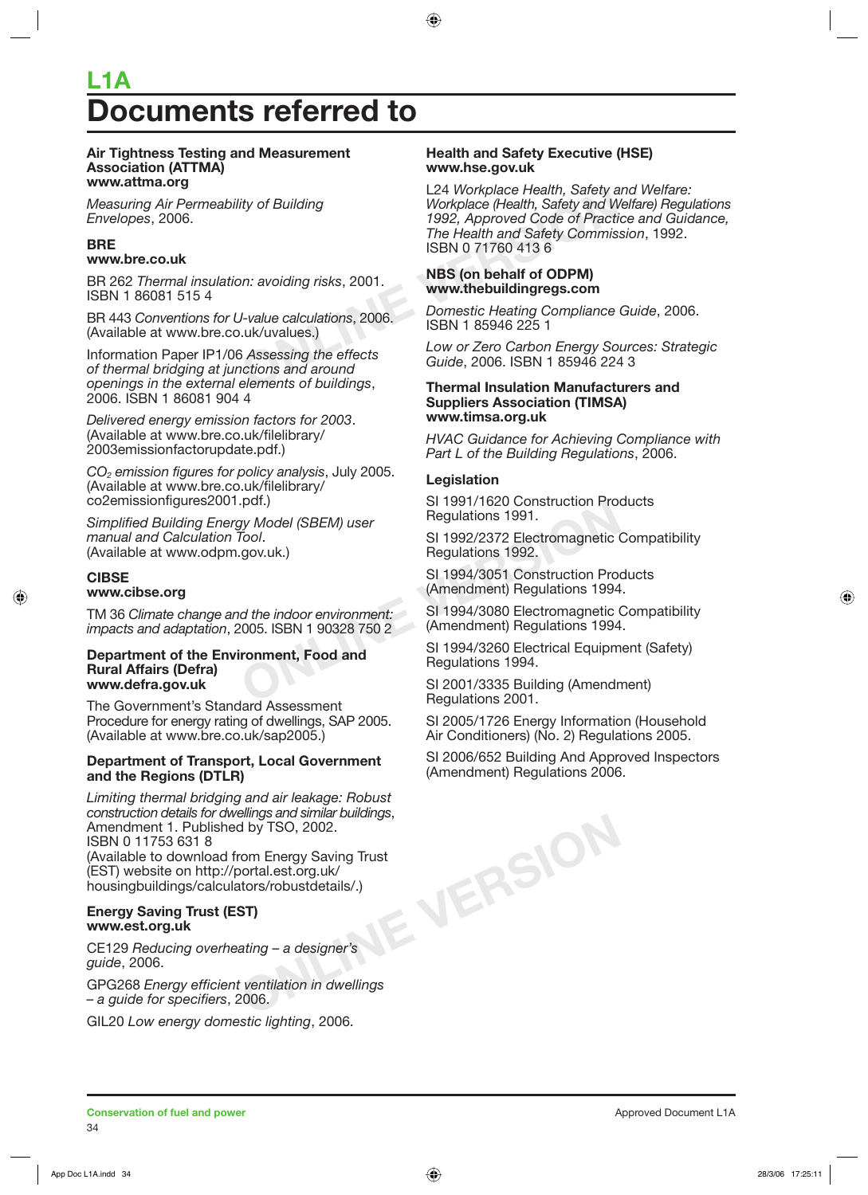# L1A
# Documents referred to

**Air Tightness Testing and Measurement Association (ATTMA)**
**www.attma.org**

*Measuring Air Permeability of Building Envelopes*, 2006.

**BRE**
**www.bre.co.uk**

BR 262 *Thermal insulation: avoiding risks*, 2001. ISBN 1 86081 515 4

BR 443 *Conventions for U-value calculations*, 2006. (Available at www.bre.co.uk/uvalues.)

Information Paper IP1/06 *Assessing the effects of thermal bridging at junctions and around openings in the external elements of buildings*, 2006. ISBN 1 86081 904 4

*Delivered energy emission factors for 2003*. (Available at www.bre.co.uk/filelibrary/2003emissionfactorupdate.pdf.)

*$CO_2$ emission figures for policy analysis*, July 2005. (Available at www.bre.co.uk/filelibrary/co2emissionfigures2001.pdf.)

*Simplified Building Energy Model (SBEM) user manual and Calculation Tool*. (Available at www.odpm.gov.uk.)

**CIBSE**
**www.cibse.org**

TM 36 *Climate change and the indoor environment: impacts and adaptation*, 2005. ISBN 1 90328 750 2

**Department of the Environment, Food and Rural Affairs (Defra)**
**www.defra.gov.uk**

The Government's Standard Assessment Procedure for energy rating of dwellings, SAP 2005. (Available at www.bre.co.uk/sap2005.)

**Department of Transport, Local Government and the Regions (DTLR)**

*Limiting thermal bridging and air leakage: Robust construction details for dwellings and similar buildings*, Amendment 1. Published by TSO, 2002. ISBN 0 11753 631 8
(Available to download from Energy Saving Trust (EST) website on http://portal.est.org.uk/housingbuildings/calculators/robustdetails/.)

**Energy Saving Trust (EST)**
**www.est.org.uk**

CE129 *Reducing overheating – a designer's guide*, 2006.

GPG268 *Energy efficient ventilation in dwellings – a guide for specifiers*, 2006.

GIL20 *Low energy domestic lighting*, 2006.

**Health and Safety Executive (HSE)**
**www.hse.gov.uk**

L24 *Workplace Health, Safety and Welfare: Workplace (Health, Safety and Welfare) Regulations 1992, Approved Code of Practice and Guidance, The Health and Safety Commission*, 1992. ISBN 0 71760 413 6

**NBS (on behalf of ODPM)**
**www.thebuildingregs.com**

*Domestic Heating Compliance Guide*, 2006. ISBN 1 85946 225 1

*Low or Zero Carbon Energy Sources: Strategic Guide*, 2006. ISBN 1 85946 224 3

**Thermal Insulation Manufacturers and Suppliers Association (TIMSA)**
**www.timsa.org.uk**

*HVAC Guidance for Achieving Compliance with Part L of the Building Regulations*, 2006.

**Legislation**

SI 1991/1620 Construction Products Regulations 1991.

SI 1992/2372 Electromagnetic Compatibility Regulations 1992.

SI 1994/3051 Construction Products (Amendment) Regulations 1994.

SI 1994/3080 Electromagnetic Compatibility (Amendment) Regulations 1994.

SI 1994/3260 Electrical Equipment (Safety) Regulations 1994.

SI 2001/3335 Building (Amendment) Regulations 2001.

SI 2005/1726 Energy Information (Household Air Conditioners) (No. 2) Regulations 2005.

SI 2006/652 Building And Approved Inspectors (Amendment) Regulations 2006.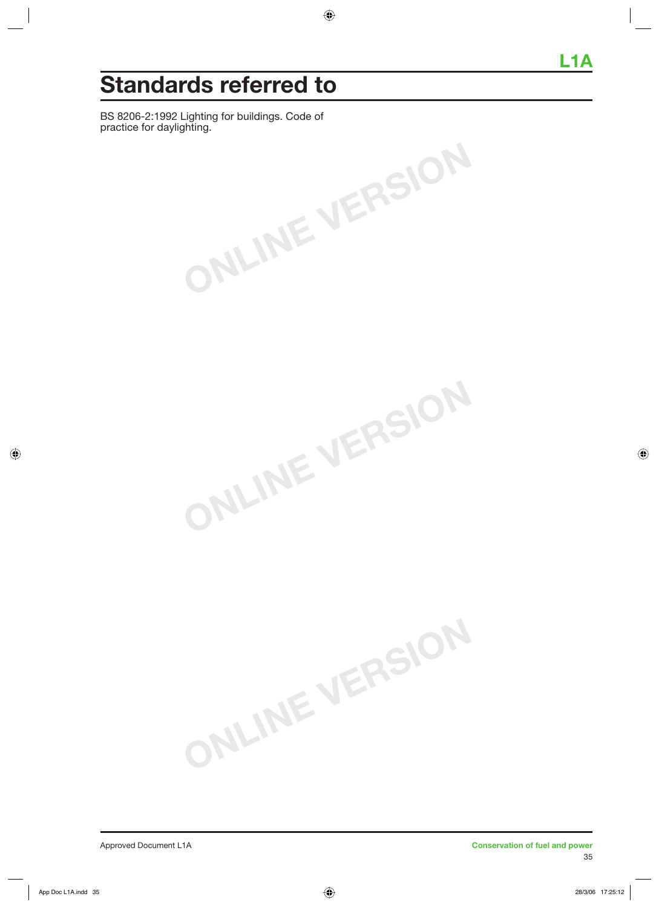# Standards referred to

BS 8206-2:1992 Lighting for buildings. Code of practice for daylighting.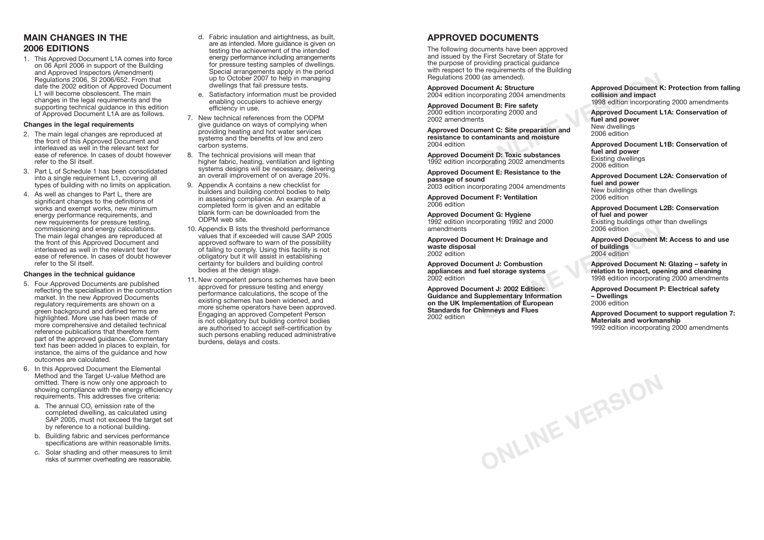## MAIN CHANGES IN THE 2006 EDITIONS

1. This Approved Document L1A comes into force on 06 April 2006 in support of the Building and Approved Inspectors (Amendment) Regulations 2006, SI 2006/652. From that date the 2002 edition of Approved Document L1 will become obsolescent. The main changes in the legal requirements and the supporting technical guidance in this edition of Approved Document L1A are as follows.

### Changes in the legal requirements

2. The main legal changes are reproduced at the front of this Approved Document and interleaved as well in the relevant text for ease of reference. In cases of doubt however refer to the SI itself.
3. Part L of Schedule 1 has been consolidated into a single requirement L1, covering all types of building with no limits on application.
4. As well as changes to Part L, there are significant changes to the definitions of works and exempt works, new minimum energy performance requirements, and new requirements for pressure testing, commissioning and energy calculations. The main legal changes are reproduced at the front of this Approved Document and interleaved as well in the relevant text for ease of reference. In cases of doubt however refer to the SI itself.

### Changes in the technical guidance

5. Four Approved Documents are published reflecting the specialisation in the construction market. In the new Approved Documents regulatory requirements are shown on a green background and defined terms are highlighted. More use has been made of more comprehensive and detailed technical reference publications that therefore form part of the approved guidance. Commentary text has been added in places to explain, for instance, the aims of the guidance and how outcomes are calculated.
6. In this Approved Document the Elemental Method and the Target U-value Method are omitted. There is now only one approach to showing compliance with the energy efficiency requirements. This addresses five criteria:
   a. The annual $CO_2$ emission rate of the completed dwelling, as calculated using SAP 2005, must not exceed the target set by reference to a notional building.
   b. Building fabric and services performance specifications are within reasonable limits.
   c. Solar shading and other measures to limit risks of summer overheating are reasonable.
   d. Fabric insulation and airtightness, as built, are as intended. More guidance is given on testing the achievement of the intended energy performance including arrangements for pressure testing samples of dwellings. Special arrangements apply in the period up to October 2007 to help in managing dwellings that fail pressure tests.
   e. Satisfactory information must be provided enabling occupiers to achieve energy efficiency in use.
7. New technical references from the ODPM give guidance on ways of complying when providing heating and hot water services systems and the benefits of low and zero carbon systems.
8. The technical provisions will mean that higher fabric, heating, ventilation and lighting systems designs will be necessary, delivering an overall improvement of on average 20%.
9. Appendix A contains a new checklist for builders and building control bodies to help in assessing compliance. An example of a completed form is given and an editable blank form can be downloaded from the ODPM web site.
10. Appendix B lists the threshold performance values that if exceeded will cause SAP 2005 approved software to warn of the possibility of failing to comply. Using this facility is not obligatory but it will assist in establishing certainty for builders and building control bodies at the design stage.
11. New competent persons schemes have been approved for pressure testing and energy performance calculations, the scope of the existing schemes has been widened, and more scheme operators have been approved. Engaging an approved Competent Person is not obligatory but building control bodies are authorised to accept self-certification by such persons enabling reduced administrative burdens, delays and costs.

## APPROVED DOCUMENTS

The following documents have been approved and issued by the First Secretary of State for the purpose of providing practical guidance with respect to the requirements of the Building Regulations 2000 (as amended).

**Approved Document A: Structure**
2004 edition incorporating 2004 amendments

**Approved Document B: Fire safety**
2000 edition incorporating 2000 and 2002 amendments

**Approved Document C: Site preparation and resistance to contaminants and moisture**
2004 edition

**Approved Document D: Toxic substances**
1992 edition incorporating 2002 amendments

**Approved Document E: Resistance to the passage of sound**
2003 edition incorporating 2004 amendments

**Approved Document F: Ventilation**
2006 edition

**Approved Document G: Hygiene**
1992 edition incorporating 1992 and 2000 amendments

**Approved Document H: Drainage and waste disposal**
2002 edition

**Approved Document J: Combustion appliances and fuel storage systems**
2002 edition

**Approved Document J: 2002 Edition: Guidance and Supplementary Information on the UK Implementation of European Standards for Chimneys and Flues**
2002 edition

**Approved Document K: Protection from falling collision and impact**
1998 edition incorporating 2000 amendments

**Approved Document L1A: Conservation of fuel and power**
New dwellings
2006 edition

**Approved Document L1B: Conservation of fuel and power**
Existing dwellings
2006 edition

**Approved Document L2A: Conservation of fuel and power**
New buildings other than dwellings
2006 edition

**Approved Document L2B: Conservation of fuel and power**
Existing buildings other than dwellings
2006 edition

**Approved Document M: Access to and use of buildings**
2004 edition

**Approved Document N: Glazing – safety in relation to impact, opening and cleaning**
1998 edition incorporating 2000 amendments

**Approved Document P: Electrical safety – Dwellings**
2006 edition

**Approved Document to support regulation 7: Materials and workmanship**
1992 edition incorporating 2000 amendments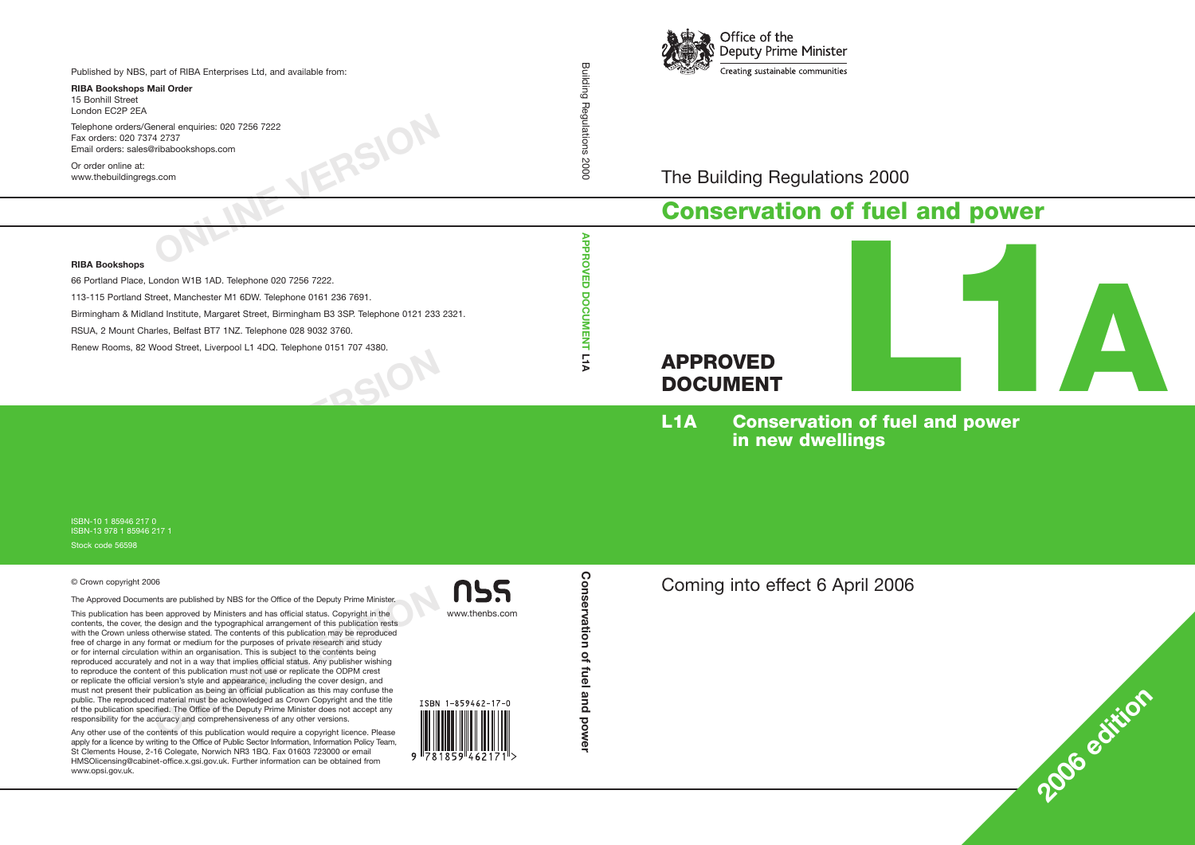Published by NBS, part of RIBA Enterprises Ltd, and available from:

**RIBA Bookshops Mail Order**
15 Bonhill Street
London EC2P 2EA

Telephone orders/General enquiries: 020 7256 7222
Fax orders: 020 7374 2737
Email orders: sales@ribabookshops.com

Or order online at:
www.thebuildingregs.com

**RIBA Bookshops**

66 Portland Place, London W1B 1AD. Telephone 020 7256 7222.

113-115 Portland Street, Manchester M1 6DW. Telephone 0161 236 7691.

Birmingham & Midland Institute, Margaret Street, Birmingham B3 3SP. Telephone 0121 233 2321.

RSUA, 2 Mount Charles, Belfast BT7 1NZ. Telephone 028 9032 3760.

Renew Rooms, 82 Wood Street, Liverpool L1 4DQ. Telephone 0151 707 4380.

ISBN-10 1 85946 217 0
ISBN-13 978 1 85946 217 1

Stock code 56598

© Crown copyright 2006

The Approved Documents are published by NBS for the Office of the Deputy Prime Minister.

This publication has been approved by Ministers and has official status. Copyright in the contents, the cover, the design and the typographical arrangement of this publication rests with the Crown unless otherwise stated. The contents of this publication may be reproduced free of charge in any format or medium for the purposes of private research and study or for internal circulation within an organisation. This is subject to the contents being reproduced accurately and not in a way that implies official status. Any publisher wishing to reproduce the content of this publication must not use or replicate the ODPM crest or replicate the official version's style and appearance, including the cover design, and must not present their publication as being an official publication as this may confuse the public. The reproduced material must be acknowledged as Crown Copyright and the title of the publication specified. The Office of the Deputy Prime Minister does not accept any responsibility for the accuracy and comprehensiveness of any other versions.

Any other use of the contents of this publication would require a copyright licence. Please apply for a licence by writing to the Office of Public Sector Information, Information Policy Team, St Clements House, 2-16 Colegate, Norwich NR3 1BQ. Fax 01603 723000 or email HMSOlicensing@cabinet-office.x.gsi.gov.uk. Further information can be obtained from www.opsi.gov.uk.

nbs
www.thenbs.com

ISBN 1-859462-17-0

9 781859 462171

Building Regulations 2000

APPROVED DOCUMENT L1A

Conservation of fuel and power

Office of the Deputy Prime Minister
Creating sustainable communities

The Building Regulations 2000

# Conservation of fuel and power

**APPROVED DOCUMENT**

# L1A

**L1A Conservation of fuel and power in new dwellings**

Coming into effect 6 April 2006

2006 edition